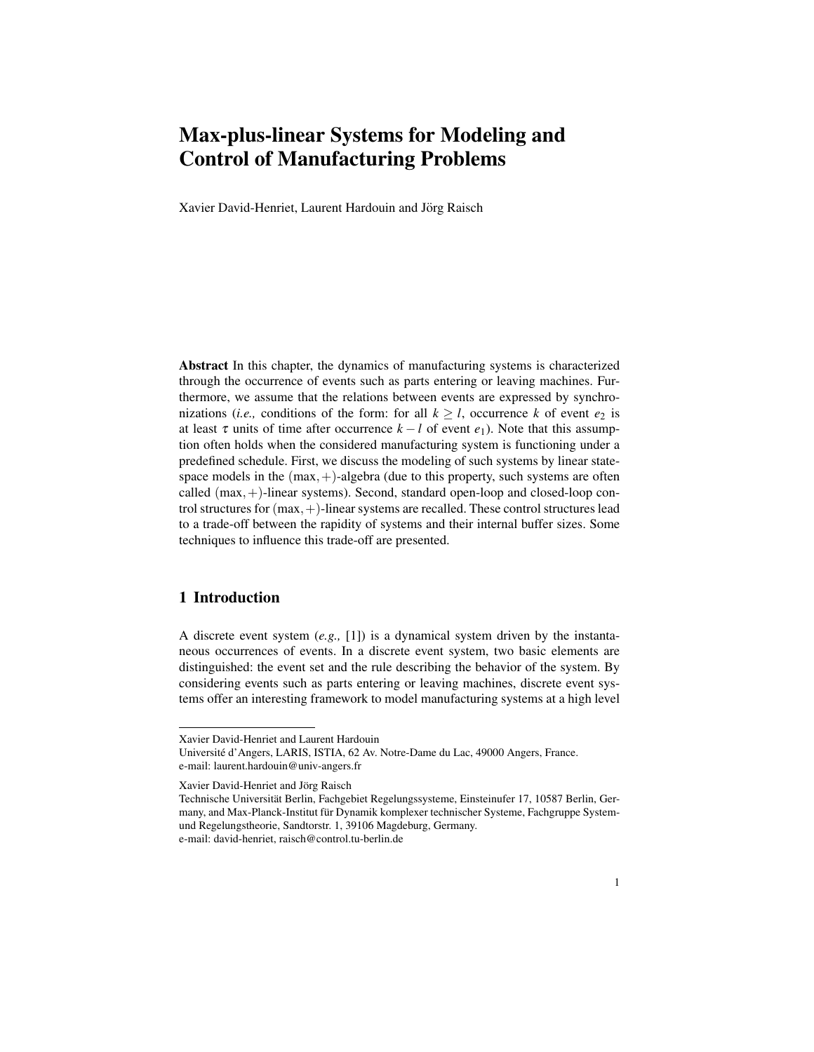# Max-plus-linear Systems for Modeling and Control of Manufacturing Problems

Xavier David-Henriet, Laurent Hardouin and Jörg Raisch

**Abstract** In this chapter, the dynamics of manufacturing systems is characterized through the occurrence of events such as parts entering or leaving machines. Furthermore, we assume that the relations between events are expressed by synchronizations (*i.e.,* conditions of the form: for all $k \geq l$, occurrence $k$ of event $e_2$ is at least $\tau$ units of time after occurrence $k-l$ of event $e_1$). Note that this assumption often holds when the considered manufacturing system is functioning under a predefined schedule. First, we discuss the modeling of such systems by linear state-space models in the $(\max,+)$-algebra (due to this property, such systems are often called $(\max,+)$-linear systems). Second, standard open-loop and closed-loop control structures for $(\max,+)$-linear systems are recalled. These control structures lead to a trade-off between the rapidity of systems and their internal buffer sizes. Some techniques to influence this trade-off are presented.

## 1 Introduction

A discrete event system (*e.g.,* [1]) is a dynamical system driven by the instantaneous occurrences of events. In a discrete event system, two basic elements are distinguished: the event set and the rule describing the behavior of the system. By considering events such as parts entering or leaving machines, discrete event systems offer an interesting framework to model manufacturing systems at a high level

---

Xavier David-Henriet and Laurent Hardouin
Université d'Angers, LARIS, ISTIA, 62 Av. Notre-Dame du Lac, 49000 Angers, France.
e-mail: laurent.hardouin@univ-angers.fr

Xavier David-Henriet and Jörg Raisch
Technische Universität Berlin, Fachgebiet Regelungssysteme, Einsteinufer 17, 10587 Berlin, Germany, and Max-Planck-Institut für Dynamik komplexer technischer Systeme, Fachgruppe System- und Regelungstheorie, Sandtorstr. 1, 39106 Magdeburg, Germany.
e-mail: david-henriet, raisch@control.tu-berlin.de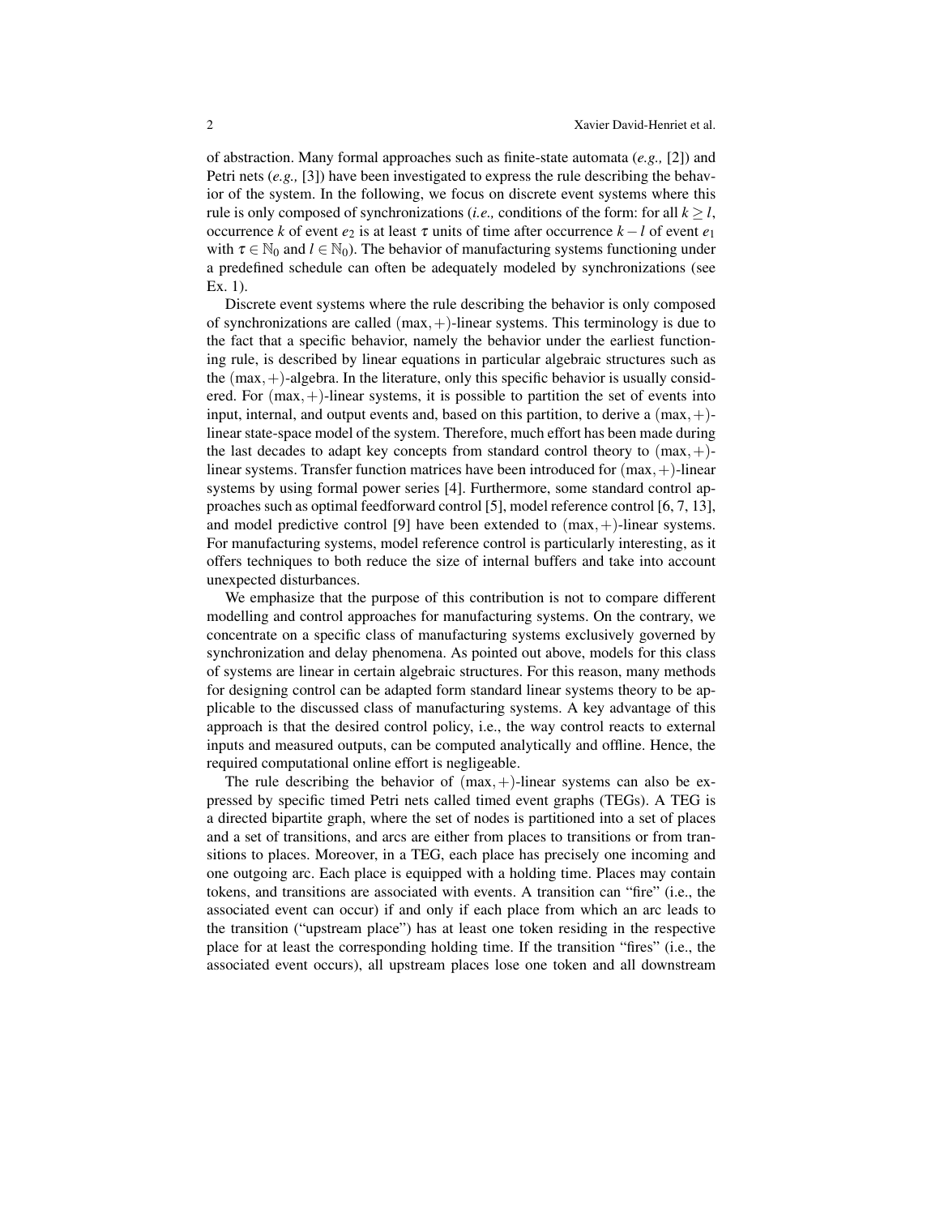of abstraction. Many formal approaches such as finite-state automata (*e.g.,* [2]) and Petri nets (*e.g.,* [3]) have been investigated to express the rule describing the behavior of the system. In the following, we focus on discrete event systems where this rule is only composed of synchronizations (*i.e.,* conditions of the form: for all $k \geq l$, occurrence $k$ of event $e_2$ is at least $\tau$ units of time after occurrence $k-l$ of event $e_1$ with $\tau \in \mathbb{N}_0$ and $l \in \mathbb{N}_0$). The behavior of manufacturing systems functioning under a predefined schedule can often be adequately modeled by synchronizations (see Ex. 1).

Discrete event systems where the rule describing the behavior is only composed of synchronizations are called $(\max,+)$-linear systems. This terminology is due to the fact that a specific behavior, namely the behavior under the earliest functioning rule, is described by linear equations in particular algebraic structures such as the $(\max,+)$-algebra. In the literature, only this specific behavior is usually considered. For $(\max,+)$-linear systems, it is possible to partition the set of events into input, internal, and output events and, based on this partition, to derive a $(\max,+)$-linear state-space model of the system. Therefore, much effort has been made during the last decades to adapt key concepts from standard control theory to $(\max,+)$-linear systems. Transfer function matrices have been introduced for $(\max,+)$-linear systems by using formal power series [4]. Furthermore, some standard control approaches such as optimal feedforward control [5], model reference control [6, 7, 13], and model predictive control [9] have been extended to $(\max,+)$-linear systems. For manufacturing systems, model reference control is particularly interesting, as it offers techniques to both reduce the size of internal buffers and take into account unexpected disturbances.

We emphasize that the purpose of this contribution is not to compare different modelling and control approaches for manufacturing systems. On the contrary, we concentrate on a specific class of manufacturing systems exclusively governed by synchronization and delay phenomena. As pointed out above, models for this class of systems are linear in certain algebraic structures. For this reason, many methods for designing control can be adapted form standard linear systems theory to be applicable to the discussed class of manufacturing systems. A key advantage of this approach is that the desired control policy, i.e., the way control reacts to external inputs and measured outputs, can be computed analytically and offline. Hence, the required computational online effort is negligeable.

The rule describing the behavior of $(\max,+)$-linear systems can also be expressed by specific timed Petri nets called timed event graphs (TEGs). A TEG is a directed bipartite graph, where the set of nodes is partitioned into a set of places and a set of transitions, and arcs are either from places to transitions or from transitions to places. Moreover, in a TEG, each place has precisely one incoming and one outgoing arc. Each place is equipped with a holding time. Places may contain tokens, and transitions are associated with events. A transition can "fire" (i.e., the associated event can occur) if and only if each place from which an arc leads to the transition ("upstream place") has at least one token residing in the respective place for at least the corresponding holding time. If the transition "fires" (i.e., the associated event occurs), all upstream places lose one token and all downstream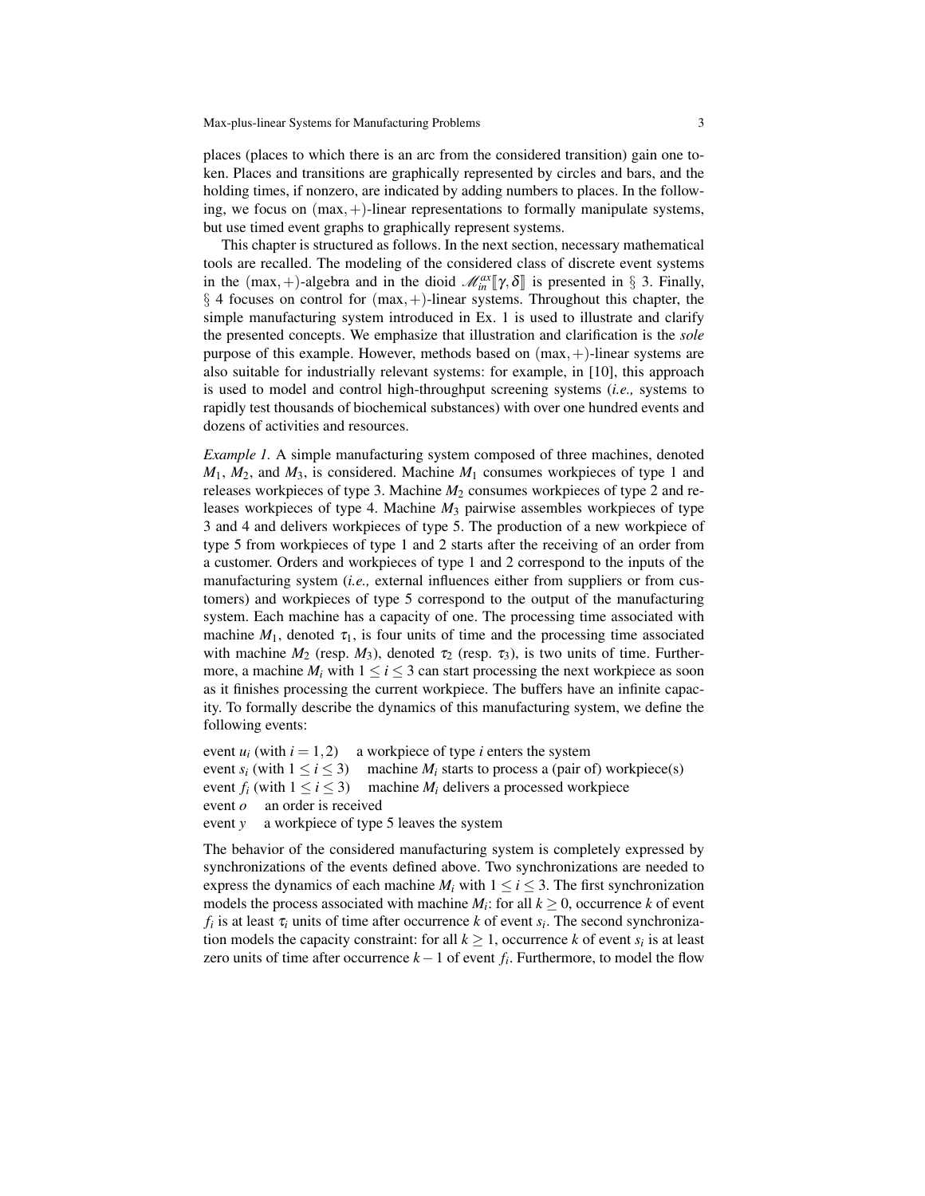places (places to which there is an arc from the considered transition) gain one token. Places and transitions are graphically represented by circles and bars, and the holding times, if nonzero, are indicated by adding numbers to places. In the following, we focus on $(\max,+)$-linear representations to formally manipulate systems, but use timed event graphs to graphically represent systems.

This chapter is structured as follows. In the next section, necessary mathematical tools are recalled. The modeling of the considered class of discrete event systems in the $(\max,+)$-algebra and in the dioid $\mathscr{M}_{in}^{ax}[\![\gamma,\delta]\!]$ is presented in § 3. Finally, § 4 focuses on control for $(\max,+)$-linear systems. Throughout this chapter, the simple manufacturing system introduced in Ex. 1 is used to illustrate and clarify the presented concepts. We emphasize that illustration and clarification is the *sole* purpose of this example. However, methods based on $(\max,+)$-linear systems are also suitable for industrially relevant systems: for example, in [10], this approach is used to model and control high-throughput screening systems (*i.e.,* systems to rapidly test thousands of biochemical substances) with over one hundred events and dozens of activities and resources.

*Example 1.* A simple manufacturing system composed of three machines, denoted $M_1$, $M_2$, and $M_3$, is considered. Machine $M_1$ consumes workpieces of type 1 and releases workpieces of type 3. Machine $M_2$ consumes workpieces of type 2 and releases workpieces of type 4. Machine $M_3$ pairwise assembles workpieces of type 3 and 4 and delivers workpieces of type 5. The production of a new workpiece of type 5 from workpieces of type 1 and 2 starts after the receiving of an order from a customer. Orders and workpieces of type 1 and 2 correspond to the inputs of the manufacturing system (*i.e.,* external influences either from suppliers or from customers) and workpieces of type 5 correspond to the output of the manufacturing system. Each machine has a capacity of one. The processing time associated with machine $M_1$, denoted $\tau_1$, is four units of time and the processing time associated with machine $M_2$ (resp. $M_3$), denoted $\tau_2$ (resp. $\tau_3$), is two units of time. Furthermore, a machine $M_i$ with $1 \leq i \leq 3$ can start processing the next workpiece as soon as it finishes processing the current workpiece. The buffers have an infinite capacity. To formally describe the dynamics of this manufacturing system, we define the following events:

event $u_i$ (with $i = 1,2$) a workpiece of type $i$ enters the system
event $s_i$ (with $1 \leq i \leq 3$) machine $M_i$ starts to process a (pair of) workpiece(s)
event $f_i$ (with $1 \leq i \leq 3$) machine $M_i$ delivers a processed workpiece
event $o$ an order is received
event $y$ a workpiece of type 5 leaves the system

The behavior of the considered manufacturing system is completely expressed by synchronizations of the events defined above. Two synchronizations are needed to express the dynamics of each machine $M_i$ with $1 \leq i \leq 3$. The first synchronization models the process associated with machine $M_i$: for all $k \geq 0$, occurrence $k$ of event $f_i$ is at least $\tau_i$ units of time after occurrence $k$ of event $s_i$. The second synchronization models the capacity constraint: for all $k \geq 1$, occurrence $k$ of event $s_i$ is at least zero units of time after occurrence $k-1$ of event $f_i$. Furthermore, to model the flow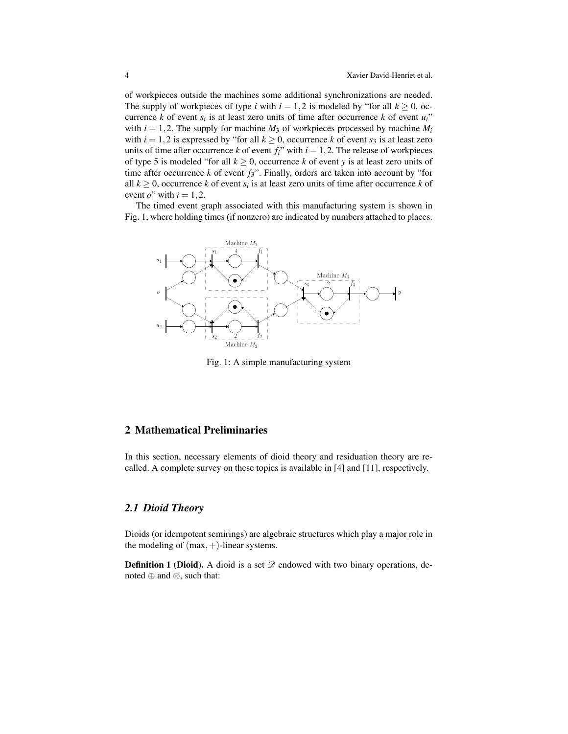of workpieces outside the machines some additional synchronizations are needed. The supply of workpieces of type $i$ with $i = 1,2$ is modeled by "for all $k \geq 0$, occurrence $k$ of event $s_i$ is at least zero units of time after occurrence $k$ of event $u_i$" with $i = 1,2$. The supply for machine $M_3$ of workpieces processed by machine $M_i$ with $i = 1,2$ is expressed by "for all $k \geq 0$, occurrence $k$ of event $s_3$ is at least zero units of time after occurrence $k$ of event $f_i$" with $i = 1,2$. The release of workpieces of type 5 is modeled "for all $k \geq 0$, occurrence $k$ of event $y$ is at least zero units of time after occurrence $k$ of event $f_3$". Finally, orders are taken into account by "for all $k \geq 0$, occurrence $k$ of event $s_i$ is at least zero units of time after occurrence $k$ of event $o$" with $i = 1,2$.

The timed event graph associated with this manufacturing system is shown in Fig. 1, where holding times (if nonzero) are indicated by numbers attached to places.

Fig. 1: A simple manufacturing system

## 2 Mathematical Preliminaries

In this section, necessary elements of dioid theory and residuation theory are recalled. A complete survey on these topics is available in [4] and [11], respectively.

### 2.1 Dioid Theory

Dioids (or idempotent semirings) are algebraic structures which play a major role in the modeling of $(\max,+)$-linear systems.

**Definition 1 (Dioid).** A dioid is a set $\mathscr{D}$ endowed with two binary operations, denoted $\oplus$ and $\otimes$, such that: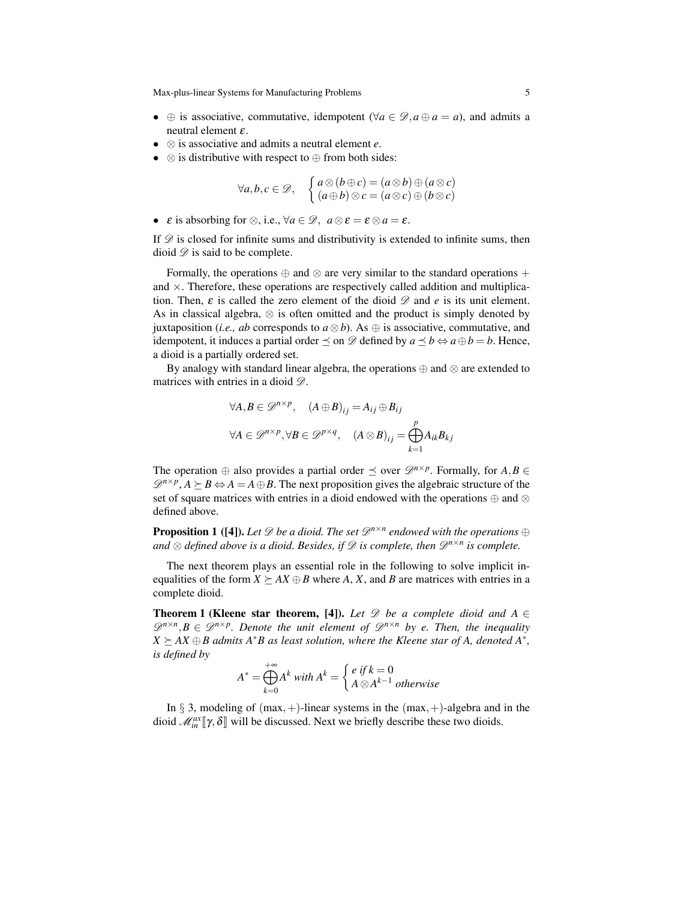- $\oplus$ is associative, commutative, idempotent ($\forall a \in \mathscr{D}, a \oplus a = a$), and admits a neutral element $\varepsilon$.
- $\otimes$ is associative and admits a neutral element $e$.
- $\otimes$ is distributive with respect to $\oplus$ from both sides:

$$\forall a,b,c \in \mathscr{D}, \quad \begin{cases} a \otimes (b \oplus c) = (a \otimes b) \oplus (a \otimes c) \\ (a \oplus b) \otimes c = (a \otimes c) \oplus (b \otimes c) \end{cases}$$

- $\varepsilon$ is absorbing for $\otimes$, i.e., $\forall a \in \mathscr{D},\ a \otimes \varepsilon = \varepsilon \otimes a = \varepsilon$.

If $\mathscr{D}$ is closed for infinite sums and distributivity is extended to infinite sums, then dioid $\mathscr{D}$ is said to be complete.

Formally, the operations $\oplus$ and $\otimes$ are very similar to the standard operations $+$ and $\times$. Therefore, these operations are respectively called addition and multiplication. Then, $\varepsilon$ is called the zero element of the dioid $\mathscr{D}$ and $e$ is its unit element. As in classical algebra, $\otimes$ is often omitted and the product is simply denoted by juxtaposition (*i.e., ab* corresponds to $a \otimes b$). As $\oplus$ is associative, commutative, and idempotent, it induces a partial order $\preceq$ on $\mathscr{D}$ defined by $a \preceq b \Leftrightarrow a \oplus b = b$. Hence, a dioid is a partially ordered set.

By analogy with standard linear algebra, the operations $\oplus$ and $\otimes$ are extended to matrices with entries in a dioid $\mathscr{D}$.

$$\forall A, B \in \mathscr{D}^{n \times p}, \quad (A \oplus B)_{ij} = A_{ij} \oplus B_{ij}$$

$$\forall A \in \mathscr{D}^{n \times p}, \forall B \in \mathscr{D}^{p \times q}, \quad (A \otimes B)_{ij} = \bigoplus_{k=1}^{p} A_{ik} B_{kj}$$

The operation $\oplus$ also provides a partial order $\preceq$ over $\mathscr{D}^{n \times p}$. Formally, for $A, B \in \mathscr{D}^{n \times p}$, $A \succeq B \Leftrightarrow A = A \oplus B$. The next proposition gives the algebraic structure of the set of square matrices with entries in a dioid endowed with the operations $\oplus$ and $\otimes$ defined above.

**Proposition 1 ([4]).** *Let $\mathscr{D}$ be a dioid. The set $\mathscr{D}^{n \times n}$ endowed with the operations $\oplus$ and $\otimes$ defined above is a dioid. Besides, if $\mathscr{D}$ is complete, then $\mathscr{D}^{n \times n}$ is complete.*

The next theorem plays an essential role in the following to solve implicit inequalities of the form $X \succeq AX \oplus B$ where $A$, $X$, and $B$ are matrices with entries in a complete dioid.

**Theorem 1 (Kleene star theorem, [4]).** *Let $\mathscr{D}$ be a complete dioid and $A \in \mathscr{D}^{n \times n}, B \in \mathscr{D}^{n \times p}$. Denote the unit element of $\mathscr{D}^{n \times n}$ by $e$. Then, the inequality $X \succeq AX \oplus B$ admits $A^*B$ as least solution, where the Kleene star of $A$, denoted $A^*$, is defined by*

$$A^* = \bigoplus_{k=0}^{+\infty} A^k \text{ with } A^k = \begin{cases} e \text{ if } k = 0 \\ A \otimes A^{k-1} \text{ otherwise} \end{cases}$$

In § 3, modeling of $(\max,+)$-linear systems in the $(\max,+)$-algebra and in the dioid $\mathscr{M}_{in}^{ax}[\![\gamma,\delta]\!]$ will be discussed. Next we briefly describe these two dioids.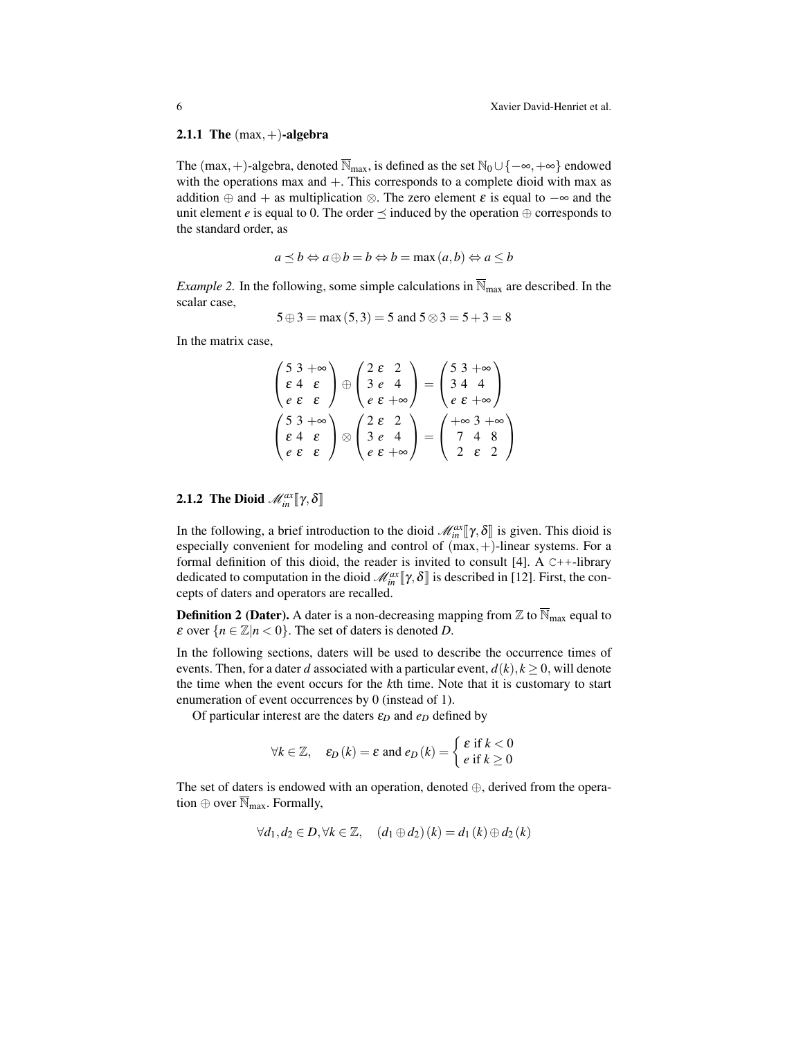#### 2.1.1 The $(\max,+)$-algebra

The $(\max,+)$-algebra, denoted $\overline{\mathbb{N}}_{\max}$, is defined as the set $\mathbb{N}_0 \cup \{-\infty,+\infty\}$ endowed with the operations max and $+$. This corresponds to a complete dioid with max as addition $\oplus$ and $+$ as multiplication $\otimes$. The zero element $\varepsilon$ is equal to $-\infty$ and the unit element $e$ is equal to 0. The order $\preceq$ induced by the operation $\oplus$ corresponds to the standard order, as

$$a \preceq b \Leftrightarrow a \oplus b = b \Leftrightarrow b = \max(a,b) \Leftrightarrow a \leq b$$

*Example 2.* In the following, some simple calculations in $\overline{\mathbb{N}}_{\max}$ are described. In the scalar case,

$$5 \oplus 3 = \max(5,3) = 5 \text{ and } 5 \otimes 3 = 5+3 = 8$$

In the matrix case,

$$\begin{pmatrix} 5 & 3 & +\infty \\ \varepsilon & 4 & \varepsilon \\ e & \varepsilon & \varepsilon \end{pmatrix} \oplus \begin{pmatrix} 2 & \varepsilon & 2 \\ 3 & e & 4 \\ e & \varepsilon & +\infty \end{pmatrix} = \begin{pmatrix} 5 & 3 & +\infty \\ 3 & 4 & 4 \\ e & \varepsilon & +\infty \end{pmatrix}$$

$$\begin{pmatrix} 5 & 3 & +\infty \\ \varepsilon & 4 & \varepsilon \\ e & \varepsilon & \varepsilon \end{pmatrix} \otimes \begin{pmatrix} 2 & \varepsilon & 2 \\ 3 & e & 4 \\ e & \varepsilon & +\infty \end{pmatrix} = \begin{pmatrix} +\infty & 3 & +\infty \\ 7 & 4 & 8 \\ 2 & \varepsilon & 2 \end{pmatrix}$$

#### 2.1.2 The Dioid $\mathscr{M}_{in}^{ax}[\![\gamma,\delta]\!]$

In the following, a brief introduction to the dioid $\mathscr{M}_{in}^{ax}[\![\gamma,\delta]\!]$ is given. This dioid is especially convenient for modeling and control of $(\max,+)$-linear systems. For a formal definition of this dioid, the reader is invited to consult [4]. A C++-library dedicated to computation in the dioid $\mathscr{M}_{in}^{ax}[\![\gamma,\delta]\!]$ is described in [12]. First, the concepts of daters and operators are recalled.

**Definition 2 (Dater).** A dater is a non-decreasing mapping from $\mathbb{Z}$ to $\overline{\mathbb{N}}_{\max}$ equal to $\varepsilon$ over $\{n \in \mathbb{Z} | n < 0\}$. The set of daters is denoted $D$.

In the following sections, daters will be used to describe the occurrence times of events. Then, for a dater $d$ associated with a particular event, $d(k), k \geq 0$, will denote the time when the event occurs for the $k$th time. Note that it is customary to start enumeration of event occurrences by 0 (instead of 1).

Of particular interest are the daters $\varepsilon_D$ and $e_D$ defined by

$$\forall k \in \mathbb{Z}, \quad \varepsilon_D(k) = \varepsilon \text{ and } e_D(k) = \begin{cases} \varepsilon \text{ if } k < 0 \\ e \text{ if } k \geq 0 \end{cases}$$

The set of daters is endowed with an operation, denoted $\oplus$, derived from the operation $\oplus$ over $\overline{\mathbb{N}}_{\max}$. Formally,

$$\forall d_1, d_2 \in D, \forall k \in \mathbb{Z}, \quad (d_1 \oplus d_2)(k) = d_1(k) \oplus d_2(k)$$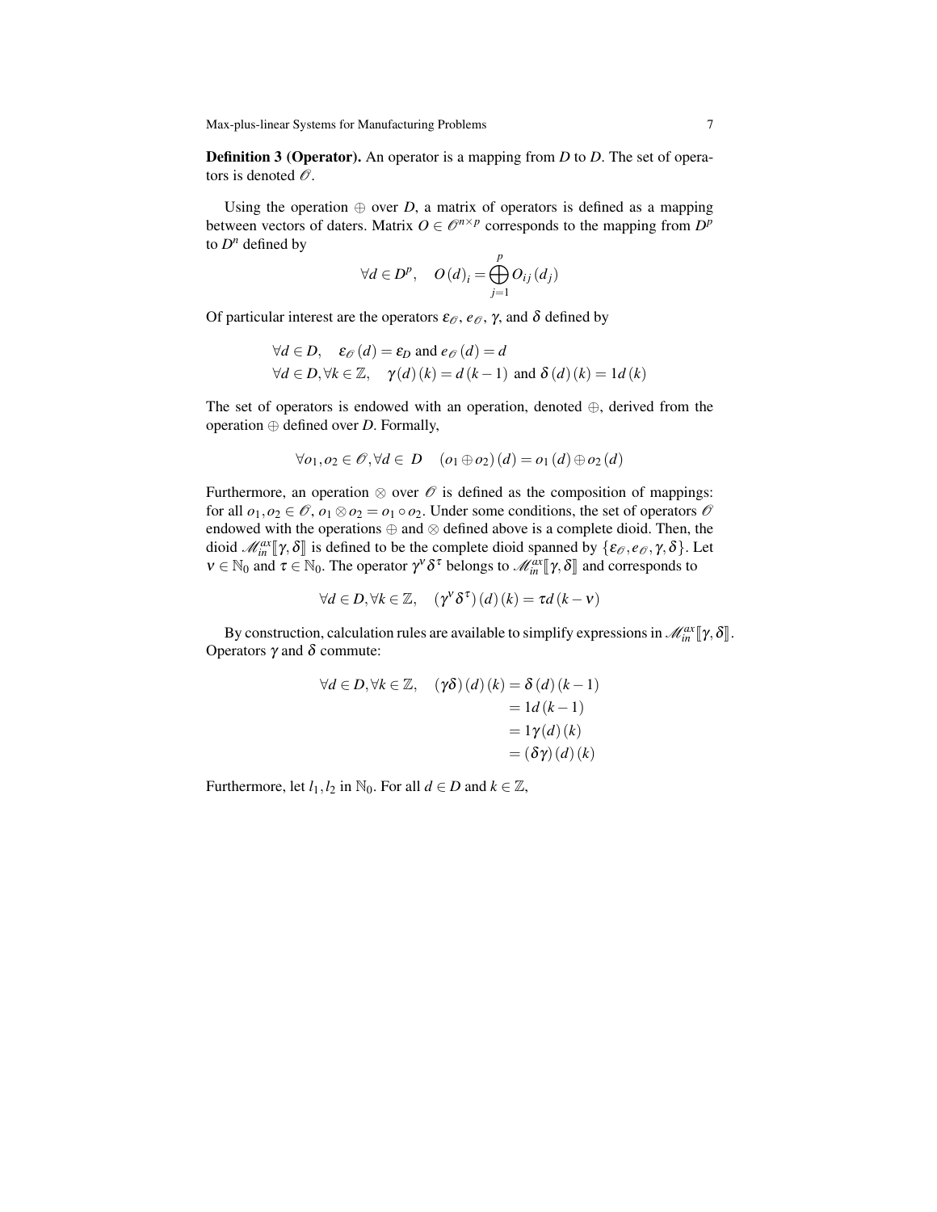**Definition 3 (Operator).** An operator is a mapping from $D$ to $D$. The set of operators is denoted $\mathscr{O}$.

Using the operation $\oplus$ over $D$, a matrix of operators is defined as a mapping between vectors of daters. Matrix $O \in \mathscr{O}^{n \times p}$ corresponds to the mapping from $D^p$ to $D^n$ defined by

$$\forall d \in D^p, \quad O(d)_i = \bigoplus_{j=1}^{p} O_{ij}(d_j)$$

Of particular interest are the operators $\varepsilon_{\mathscr{O}}$, $e_{\mathscr{O}}$, $\gamma$, and $\delta$ defined by

$$\forall d \in D, \quad \varepsilon_{\mathscr{O}}(d) = \varepsilon_D \text{ and } e_{\mathscr{O}}(d) = d$$
$$\forall d \in D, \forall k \in \mathbb{Z}, \quad \gamma(d)(k) = d(k-1) \text{ and } \delta(d)(k) = 1d(k)$$

The set of operators is endowed with an operation, denoted $\oplus$, derived from the operation $\oplus$ defined over $D$. Formally,

$$\forall o_1, o_2 \in \mathscr{O}, \forall d \in D \quad (o_1 \oplus o_2)(d) = o_1(d) \oplus o_2(d)$$

Furthermore, an operation $\otimes$ over $\mathscr{O}$ is defined as the composition of mappings: for all $o_1, o_2 \in \mathscr{O}$, $o_1 \otimes o_2 = o_1 \circ o_2$. Under some conditions, the set of operators $\mathscr{O}$ endowed with the operations $\oplus$ and $\otimes$ defined above is a complete dioid. Then, the dioid $\mathscr{M}_{in}^{ax}[\![\gamma, \delta]\!]$ is defined to be the complete dioid spanned by $\{\varepsilon_{\mathscr{O}}, e_{\mathscr{O}}, \gamma, \delta\}$. Let $\nu \in \mathbb{N}_0$ and $\tau \in \mathbb{N}_0$. The operator $\gamma^\nu \delta^\tau$ belongs to $\mathscr{M}_{in}^{ax}[\![\gamma, \delta]\!]$ and corresponds to

$$\forall d \in D, \forall k \in \mathbb{Z}, \quad (\gamma^\nu \delta^\tau)(d)(k) = \tau d(k-\nu)$$

By construction, calculation rules are available to simplify expressions in $\mathscr{M}_{in}^{ax}[\![\gamma, \delta]\!]$. Operators $\gamma$ and $\delta$ commute:

$$\begin{aligned}
\forall d \in D, \forall k \in \mathbb{Z}, \quad (\gamma\delta)(d)(k) &= \delta(d)(k-1) \\
&= 1d(k-1) \\
&= 1\gamma(d)(k) \\
&= (\delta\gamma)(d)(k)
\end{aligned}$$

Furthermore, let $l_1, l_2$ in $\mathbb{N}_0$. For all $d \in D$ and $k \in \mathbb{Z}$,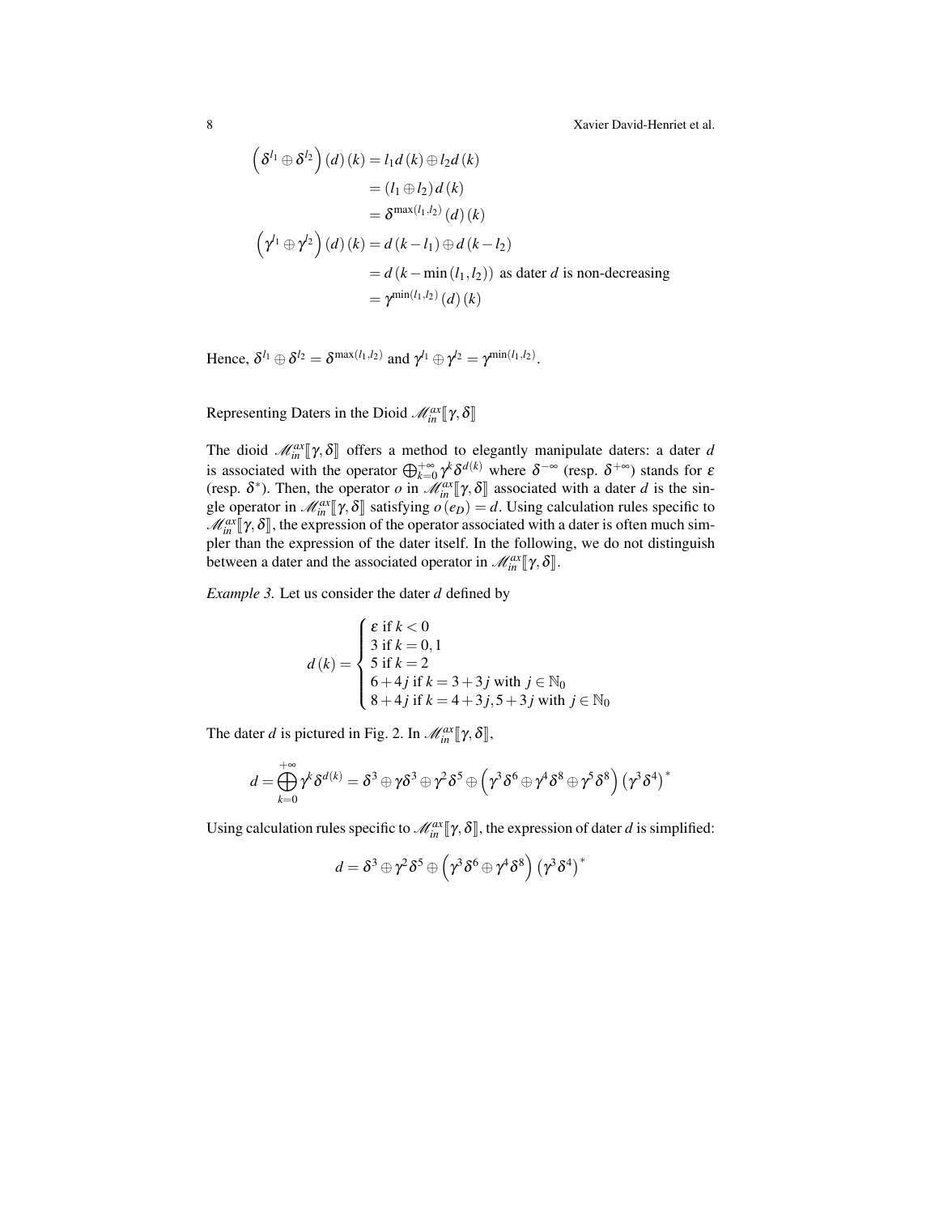$$
\begin{aligned}
\left(\delta^{l_1} \oplus \delta^{l_2}\right)(d)(k) &= l_1 d(k) \oplus l_2 d(k) \\
&= (l_1 \oplus l_2)\, d(k) \\
&= \delta^{\max(l_1,l_2)}(d)(k) \\
\left(\gamma^{l_1} \oplus \gamma^{l_2}\right)(d)(k) &= d(k - l_1) \oplus d(k - l_2) \\
&= d(k - \min(l_1,l_2)) \text{ as dater } d \text{ is non-decreasing} \\
&= \gamma^{\min(l_1,l_2)}(d)(k)
\end{aligned}
$$

Hence, $\delta^{l_1} \oplus \delta^{l_2} = \delta^{\max(l_1,l_2)}$ and $\gamma^{l_1} \oplus \gamma^{l_2} = \gamma^{\min(l_1,l_2)}$.

### Representing Daters in the Dioid $\mathscr{M}_{in}^{ax}[\![\gamma,\delta]\!]$

The dioid $\mathscr{M}_{in}^{ax}[\![\gamma,\delta]\!]$ offers a method to elegantly manipulate daters: a dater $d$ is associated with the operator $\bigoplus_{k=0}^{+\infty} \gamma^k \delta^{d(k)}$ where $\delta^{-\infty}$ (resp. $\delta^{+\infty}$) stands for $\varepsilon$ (resp. $\delta^*$). Then, the operator $o$ in $\mathscr{M}_{in}^{ax}[\![\gamma,\delta]\!]$ associated with a dater $d$ is the single operator in $\mathscr{M}_{in}^{ax}[\![\gamma,\delta]\!]$ satisfying $o(e_D) = d$. Using calculation rules specific to $\mathscr{M}_{in}^{ax}[\![\gamma,\delta]\!]$, the expression of the operator associated with a dater is often much simpler than the expression of the dater itself. In the following, we do not distinguish between a dater and the associated operator in $\mathscr{M}_{in}^{ax}[\![\gamma,\delta]\!]$.

*Example 3.* Let us consider the dater $d$ defined by

$$
d(k) = \begin{cases}
\varepsilon \text{ if } k < 0 \\
3 \text{ if } k = 0, 1 \\
5 \text{ if } k = 2 \\
6 + 4j \text{ if } k = 3 + 3j \text{ with } j \in \mathbb{N}_0 \\
8 + 4j \text{ if } k = 4 + 3j, 5 + 3j \text{ with } j \in \mathbb{N}_0
\end{cases}
$$

The dater $d$ is pictured in Fig. 2. In $\mathscr{M}_{in}^{ax}[\![\gamma,\delta]\!]$,

$$
d = \bigoplus_{k=0}^{+\infty} \gamma^k \delta^{d(k)} = \delta^3 \oplus \gamma\delta^3 \oplus \gamma^2\delta^5 \oplus \left(\gamma^3\delta^6 \oplus \gamma^4\delta^8 \oplus \gamma^5\delta^8\right)\left(\gamma^3\delta^4\right)^*
$$

Using calculation rules specific to $\mathscr{M}_{in}^{ax}[\![\gamma,\delta]\!]$, the expression of dater $d$ is simplified:

$$
d = \delta^3 \oplus \gamma^2\delta^5 \oplus \left(\gamma^3\delta^6 \oplus \gamma^4\delta^8\right)\left(\gamma^3\delta^4\right)^*
$$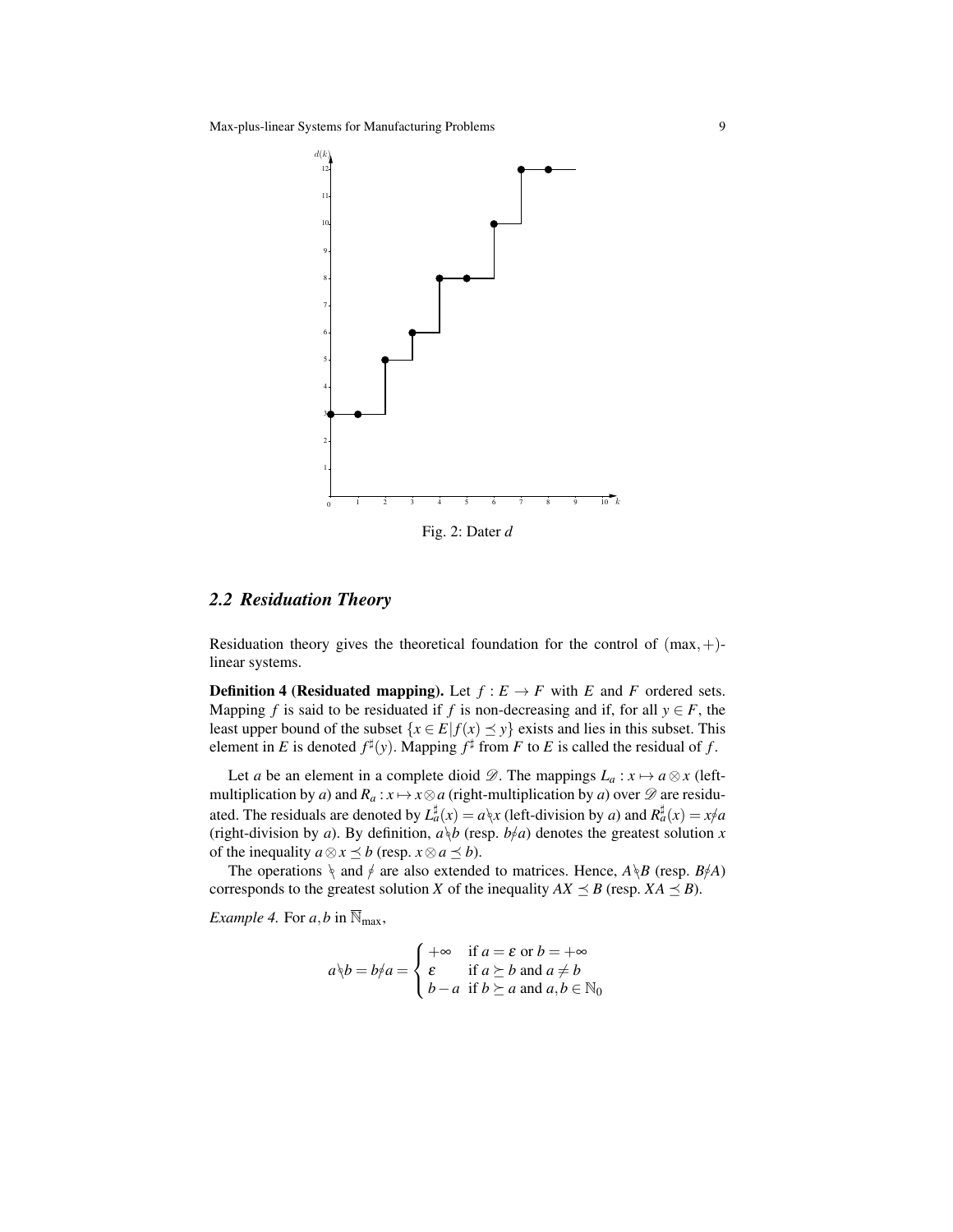Fig. 2: Dater $d$

## 2.2 Residuation Theory

Residuation theory gives the theoretical foundation for the control of $(\max,+)$-linear systems.

**Definition 4 (Residuated mapping).** Let $f : E \to F$ with $E$ and $F$ ordered sets. Mapping $f$ is said to be residuated if $f$ is non-decreasing and if, for all $y \in F$, the least upper bound of the subset $\{x \in E | f(x) \preceq y\}$ exists and lies in this subset. This element in $E$ is denoted $f^{\sharp}(y)$. Mapping $f^{\sharp}$ from $F$ to $E$ is called the residual of $f$.

Let $a$ be an element in a complete dioid $\mathscr{D}$. The mappings $L_a : x \mapsto a \otimes x$ (left-multiplication by $a$) and $R_a : x \mapsto x \otimes a$ (right-multiplication by $a$) over $\mathscr{D}$ are residuated. The residuals are denoted by $L_a^{\sharp}(x) = a \backslash\!\!\circ\, x$ (left-division by $a$) and $R_a^{\sharp}(x) = x \,/\!\!\circ\, a$ (right-division by $a$). By definition, $a \backslash\!\!\circ\, b$ (resp. $b \,/\!\!\circ\, a$) denotes the greatest solution $x$ of the inequality $a \otimes x \preceq b$ (resp. $x \otimes a \preceq b$).

The operations $\backslash\!\!\circ$ and $/\!\!\circ$ are also extended to matrices. Hence, $A \backslash\!\!\circ\, B$ (resp. $B \,/\!\!\circ\, A$) corresponds to the greatest solution $X$ of the inequality $AX \preceq B$ (resp. $XA \preceq B$).

*Example 4.* For $a, b$ in $\overline{\mathbb{N}}_{\max}$,

$$a \backslash\!\!\circ\, b = b \,/\!\!\circ\, a = \begin{cases} +\infty & \text{if } a = \varepsilon \text{ or } b = +\infty \\ \varepsilon & \text{if } a \succeq b \text{ and } a \neq b \\ b - a & \text{if } b \succeq a \text{ and } a, b \in \mathbb{N}_0 \end{cases}$$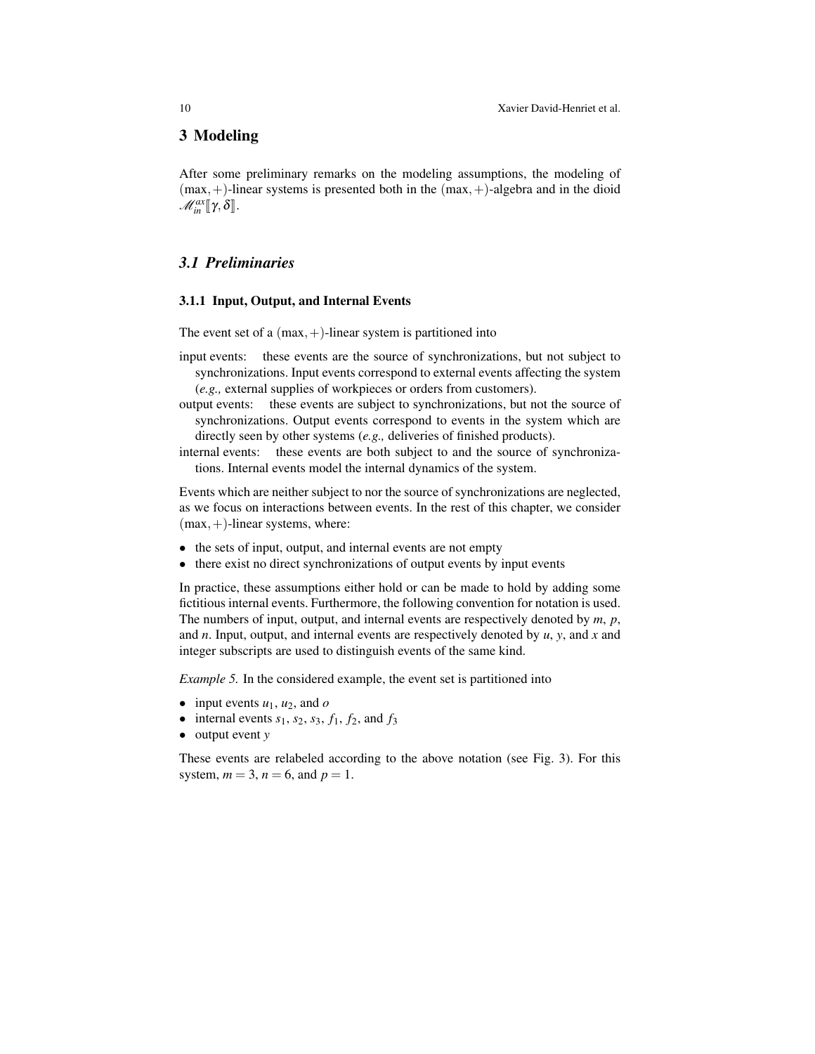## 3 Modeling

After some preliminary remarks on the modeling assumptions, the modeling of $(\max,+)$-linear systems is presented both in the $(\max,+)$-algebra and in the dioid $\mathscr{M}_{in}^{ax}[\![\gamma,\delta]\!]$.

### 3.1 Preliminaries

#### 3.1.1 Input, Output, and Internal Events

The event set of a $(\max,+)$-linear system is partitioned into

input events: these events are the source of synchronizations, but not subject to synchronizations. Input events correspond to external events affecting the system (*e.g.,* external supplies of workpieces or orders from customers).

output events: these events are subject to synchronizations, but not the source of synchronizations. Output events correspond to events in the system which are directly seen by other systems (*e.g.,* deliveries of finished products).

internal events: these events are both subject to and the source of synchronizations. Internal events model the internal dynamics of the system.

Events which are neither subject to nor the source of synchronizations are neglected, as we focus on interactions between events. In the rest of this chapter, we consider $(\max,+)$-linear systems, where:

- the sets of input, output, and internal events are not empty
- there exist no direct synchronizations of output events by input events

In practice, these assumptions either hold or can be made to hold by adding some fictitious internal events. Furthermore, the following convention for notation is used. The numbers of input, output, and internal events are respectively denoted by $m$, $p$, and $n$. Input, output, and internal events are respectively denoted by $u$, $y$, and $x$ and integer subscripts are used to distinguish events of the same kind.

*Example 5.* In the considered example, the event set is partitioned into

- input events $u_1$, $u_2$, and $o$
- internal events $s_1$, $s_2$, $s_3$, $f_1$, $f_2$, and $f_3$
- output event $y$

These events are relabeled according to the above notation (see Fig. 3). For this system, $m = 3$, $n = 6$, and $p = 1$.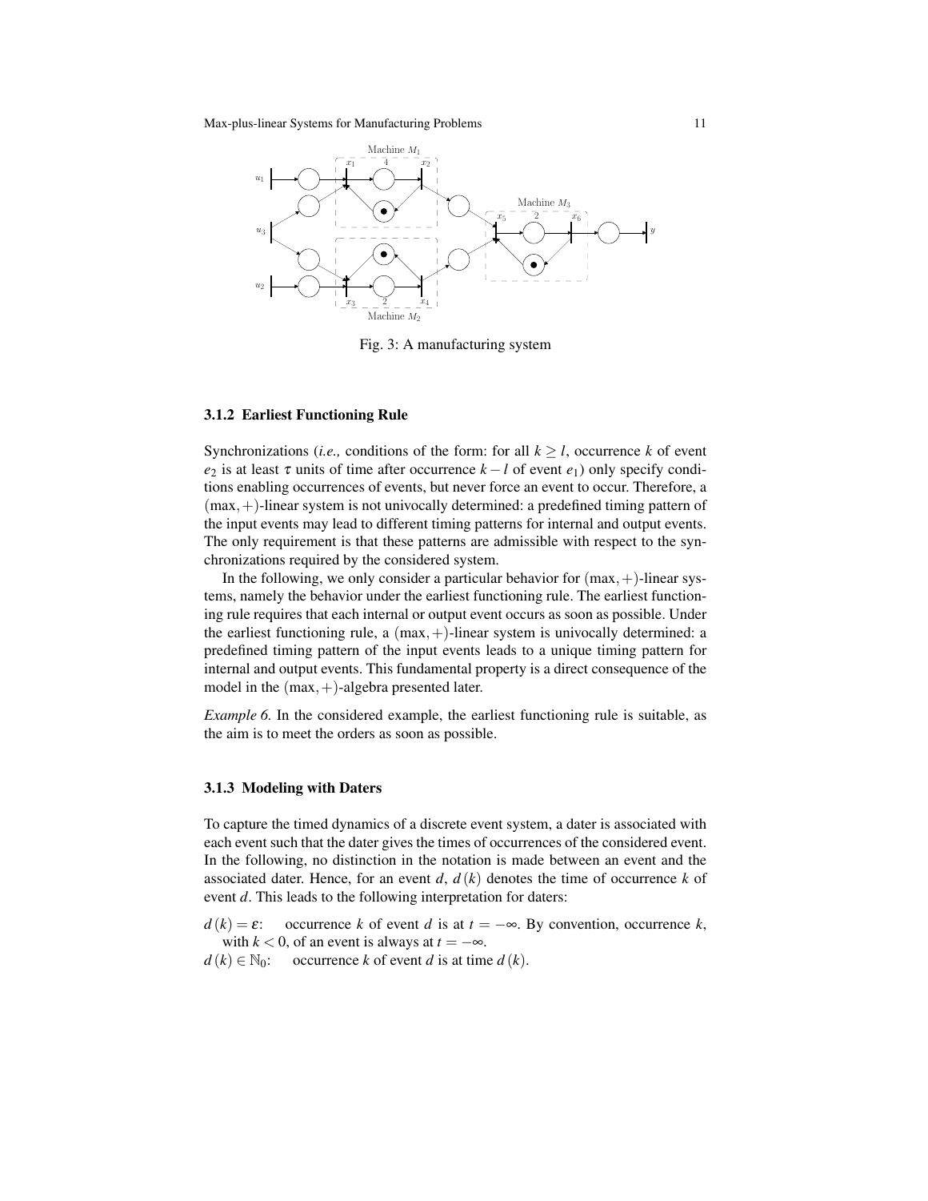Fig. 3: A manufacturing system

### 3.1.2 Earliest Functioning Rule

Synchronizations (*i.e.,* conditions of the form: for all $k \geq l$, occurrence $k$ of event $e_2$ is at least $\tau$ units of time after occurrence $k-l$ of event $e_1$) only specify conditions enabling occurrences of events, but never force an event to occur. Therefore, a $(\max,+)$-linear system is not univocally determined: a predefined timing pattern of the input events may lead to different timing patterns for internal and output events. The only requirement is that these patterns are admissible with respect to the synchronizations required by the considered system.

In the following, we only consider a particular behavior for $(\max,+)$-linear systems, namely the behavior under the earliest functioning rule. The earliest functioning rule requires that each internal or output event occurs as soon as possible. Under the earliest functioning rule, a $(\max,+)$-linear system is univocally determined: a predefined timing pattern of the input events leads to a unique timing pattern for internal and output events. This fundamental property is a direct consequence of the model in the $(\max,+)$-algebra presented later.

*Example 6.* In the considered example, the earliest functioning rule is suitable, as the aim is to meet the orders as soon as possible.

### 3.1.3 Modeling with Daters

To capture the timed dynamics of a discrete event system, a dater is associated with each event such that the dater gives the times of occurrences of the considered event. In the following, no distinction in the notation is made between an event and the associated dater. Hence, for an event $d$, $d(k)$ denotes the time of occurrence $k$ of event $d$. This leads to the following interpretation for daters:

$d(k) = \varepsilon$: occurrence $k$ of event $d$ is at $t = -\infty$. By convention, occurrence $k$, with $k < 0$, of an event is always at $t = -\infty$.

$d(k) \in \mathbb{N}_0$: occurrence $k$ of event $d$ is at time $d(k)$.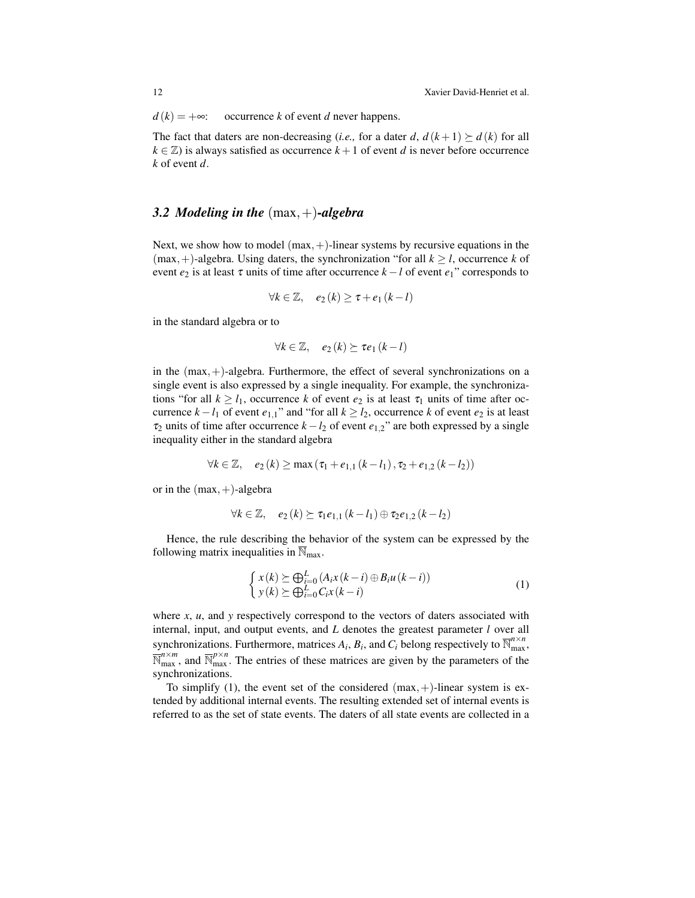$d(k) = +\infty$: occurrence $k$ of event $d$ never happens.

The fact that daters are non-decreasing (*i.e.,* for a dater $d$, $d(k+1) \succeq d(k)$ for all $k \in \mathbb{Z}$) is always satisfied as occurrence $k+1$ of event $d$ is never before occurrence $k$ of event $d$.

### 3.2 Modeling in the $(\max,+)$-algebra

Next, we show how to model $(\max,+)$-linear systems by recursive equations in the $(\max,+)$-algebra. Using daters, the synchronization "for all $k \geq l$, occurrence $k$ of event $e_2$ is at least $\tau$ units of time after occurrence $k-l$ of event $e_1$" corresponds to

$$\forall k \in \mathbb{Z}, \quad e_2(k) \geq \tau + e_1(k-l)$$

in the standard algebra or to

$$\forall k \in \mathbb{Z}, \quad e_2(k) \succeq \tau e_1(k-l)$$

in the $(\max,+)$-algebra. Furthermore, the effect of several synchronizations on a single event is also expressed by a single inequality. For example, the synchronizations "for all $k \geq l_1$, occurrence $k$ of event $e_2$ is at least $\tau_1$ units of time after occurrence $k-l_1$ of event $e_{1,1}$" and "for all $k \geq l_2$, occurrence $k$ of event $e_2$ is at least $\tau_2$ units of time after occurrence $k-l_2$ of event $e_{1,2}$" are both expressed by a single inequality either in the standard algebra

$$\forall k \in \mathbb{Z}, \quad e_2(k) \geq \max\left(\tau_1 + e_{1,1}(k-l_1), \tau_2 + e_{1,2}(k-l_2)\right)$$

or in the $(\max,+)$-algebra

$$\forall k \in \mathbb{Z}, \quad e_2(k) \succeq \tau_1 e_{1,1}(k-l_1) \oplus \tau_2 e_{1,2}(k-l_2)$$

Hence, the rule describing the behavior of the system can be expressed by the following matrix inequalities in $\overline{\mathbb{N}}_{\max}$.

$$\begin{cases} x(k) \succeq \bigoplus_{i=0}^{L} \left(A_i x(k-i) \oplus B_i u(k-i)\right) \\ y(k) \succeq \bigoplus_{i=0}^{L} C_i x(k-i) \end{cases} \tag{1}$$

where $x$, $u$, and $y$ respectively correspond to the vectors of daters associated with internal, input, and output events, and $L$ denotes the greatest parameter $l$ over all synchronizations. Furthermore, matrices $A_i$, $B_i$, and $C_i$ belong respectively to $\overline{\mathbb{N}}_{\max}^{n \times n}$, $\overline{\mathbb{N}}_{\max}^{n \times m}$, and $\overline{\mathbb{N}}_{\max}^{p \times n}$. The entries of these matrices are given by the parameters of the synchronizations.

To simplify (1), the event set of the considered $(\max,+)$-linear system is extended by additional internal events. The resulting extended set of internal events is referred to as the set of state events. The daters of all state events are collected in a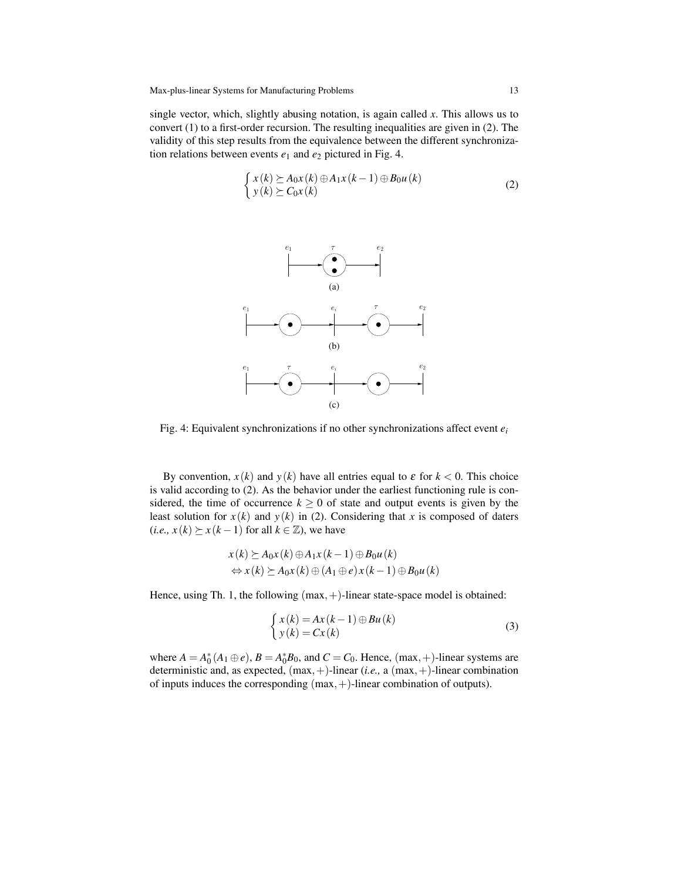single vector, which, slightly abusing notation, is again called $x$. This allows us to convert (1) to a first-order recursion. The resulting inequalities are given in (2). The validity of this step results from the equivalence between the different synchronization relations between events $e_1$ and $e_2$ pictured in Fig. 4.

$$
\begin{cases} x(k) \succeq A_0 x(k) \oplus A_1 x(k-1) \oplus B_0 u(k) \\ y(k) \succeq C_0 x(k) \end{cases} \tag{2}
$$

Fig. 4: Equivalent synchronizations if no other synchronizations affect event $e_i$

By convention, $x(k)$ and $y(k)$ have all entries equal to $\varepsilon$ for $k < 0$. This choice is valid according to (2). As the behavior under the earliest functioning rule is considered, the time of occurrence $k \geq 0$ of state and output events is given by the least solution for $x(k)$ and $y(k)$ in (2). Considering that $x$ is composed of daters (*i.e.,* $x(k) \succeq x(k-1)$ for all $k \in \mathbb{Z}$), we have

$$
\begin{aligned}
& x(k) \succeq A_0 x(k) \oplus A_1 x(k-1) \oplus B_0 u(k) \\
& \Leftrightarrow x(k) \succeq A_0 x(k) \oplus (A_1 \oplus e) x(k-1) \oplus B_0 u(k)
\end{aligned}
$$

Hence, using Th. 1, the following $(\max,+)$-linear state-space model is obtained:

$$
\begin{cases} x(k) = A x(k-1) \oplus B u(k) \\ y(k) = C x(k) \end{cases} \tag{3}
$$

where $A = A_0^*(A_1 \oplus e)$, $B = A_0^* B_0$, and $C = C_0$. Hence, $(\max,+)$-linear systems are deterministic and, as expected, $(\max,+)$-linear (*i.e.,* a $(\max,+)$-linear combination of inputs induces the corresponding $(\max,+)$-linear combination of outputs).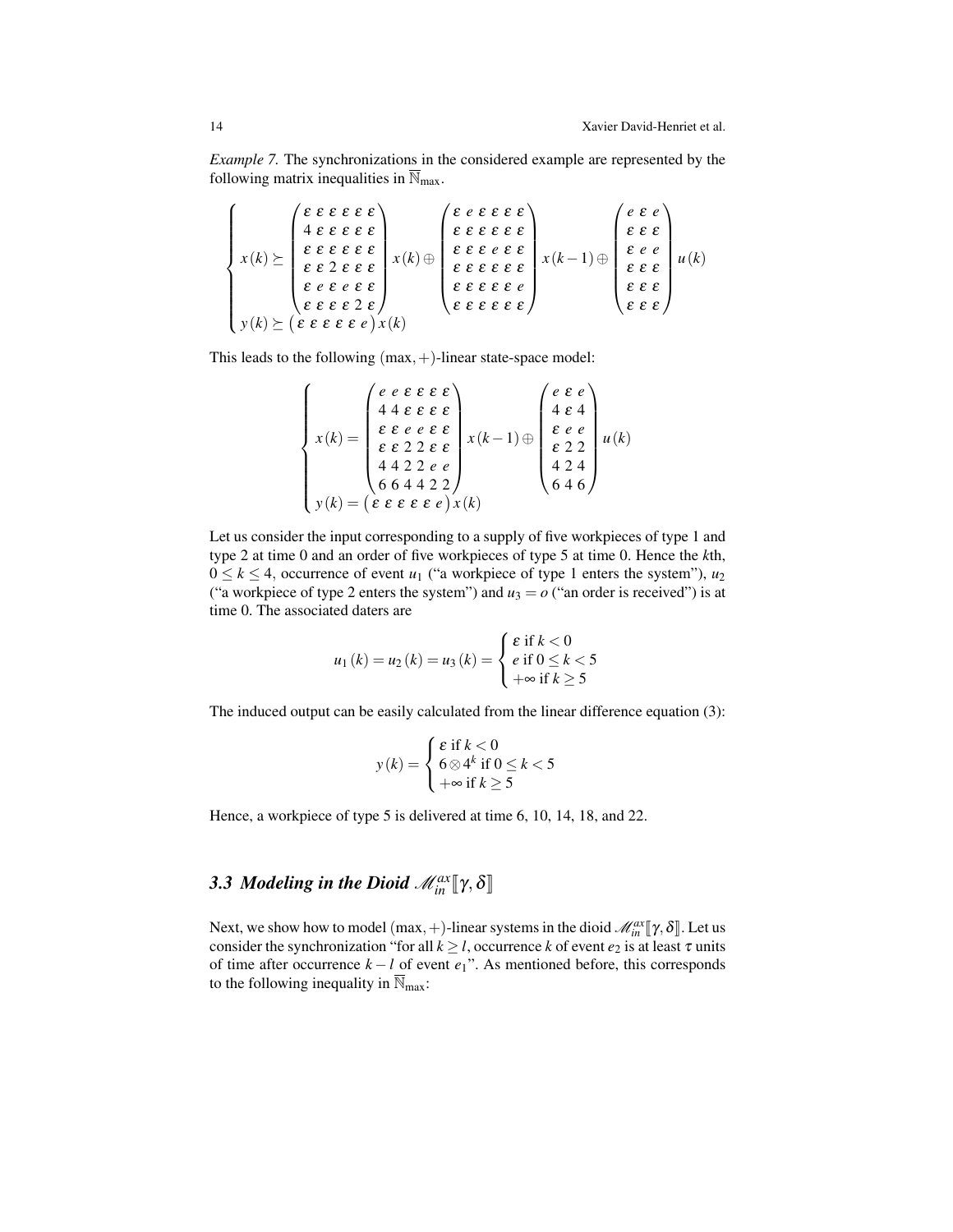*Example 7.* The synchronizations in the considered example are represented by the following matrix inequalities in $\overline{\mathbb{N}}_{\max}$.

$$
\left\{
\begin{array}{l}
x(k) \succeq \begin{pmatrix}
\varepsilon & \varepsilon & \varepsilon & \varepsilon & \varepsilon & \varepsilon \\
4 & \varepsilon & \varepsilon & \varepsilon & \varepsilon & \varepsilon \\
\varepsilon & \varepsilon & \varepsilon & \varepsilon & \varepsilon & \varepsilon \\
\varepsilon & \varepsilon & 2 & \varepsilon & \varepsilon & \varepsilon \\
\varepsilon & e & \varepsilon & e & \varepsilon & \varepsilon \\
\varepsilon & \varepsilon & \varepsilon & \varepsilon & 2 & \varepsilon
\end{pmatrix} x(k) \oplus \begin{pmatrix}
\varepsilon & e & \varepsilon & \varepsilon & \varepsilon & \varepsilon \\
\varepsilon & \varepsilon & \varepsilon & \varepsilon & \varepsilon & \varepsilon \\
\varepsilon & \varepsilon & \varepsilon & e & \varepsilon & \varepsilon \\
\varepsilon & \varepsilon & \varepsilon & \varepsilon & \varepsilon & \varepsilon \\
\varepsilon & \varepsilon & \varepsilon & \varepsilon & \varepsilon & e \\
\varepsilon & \varepsilon & \varepsilon & \varepsilon & \varepsilon & \varepsilon
\end{pmatrix} x(k-1) \oplus \begin{pmatrix}
e & \varepsilon & e \\
\varepsilon & \varepsilon & \varepsilon \\
\varepsilon & e & e \\
\varepsilon & \varepsilon & \varepsilon \\
\varepsilon & \varepsilon & \varepsilon \\
\varepsilon & \varepsilon & \varepsilon
\end{pmatrix} u(k) \\
y(k) \succeq \begin{pmatrix} \varepsilon & \varepsilon & \varepsilon & \varepsilon & \varepsilon & e \end{pmatrix} x(k)
\end{array}
\right.
$$

This leads to the following $(\max,+)$-linear state-space model:

$$
\left\{
\begin{array}{l}
x(k) = \begin{pmatrix}
e & e & \varepsilon & \varepsilon & \varepsilon & \varepsilon \\
4 & 4 & \varepsilon & \varepsilon & \varepsilon & \varepsilon \\
\varepsilon & \varepsilon & e & e & \varepsilon & \varepsilon \\
\varepsilon & \varepsilon & 2 & 2 & \varepsilon & \varepsilon \\
4 & 4 & 2 & 2 & e & e \\
6 & 6 & 4 & 4 & 2 & 2
\end{pmatrix} x(k-1) \oplus \begin{pmatrix}
e & \varepsilon & e \\
4 & \varepsilon & 4 \\
\varepsilon & e & e \\
\varepsilon & 2 & 2 \\
4 & 2 & 4 \\
6 & 4 & 6
\end{pmatrix} u(k) \\
y(k) = \begin{pmatrix} \varepsilon & \varepsilon & \varepsilon & \varepsilon & \varepsilon & e \end{pmatrix} x(k)
\end{array}
\right.
$$

Let us consider the input corresponding to a supply of five workpieces of type 1 and type 2 at time 0 and an order of five workpieces of type 5 at time 0. Hence the $k$th, $0 \leq k \leq 4$, occurrence of event $u_1$ ("a workpiece of type 1 enters the system"), $u_2$ ("a workpiece of type 2 enters the system") and $u_3 = o$ ("an order is received") is at time 0. The associated daters are

$$
u_1(k) = u_2(k) = u_3(k) = \begin{cases} \varepsilon \text{ if } k < 0 \\ e \text{ if } 0 \leq k < 5 \\ +\infty \text{ if } k \geq 5 \end{cases}
$$

The induced output can be easily calculated from the linear difference equation (3):

$$
y(k) = \begin{cases} \varepsilon \text{ if } k < 0 \\ 6 \otimes 4^k \text{ if } 0 \leq k < 5 \\ +\infty \text{ if } k \geq 5 \end{cases}
$$

Hence, a workpiece of type 5 is delivered at time 6, 10, 14, 18, and 22.

### 3.3 Modeling in the Dioid $\mathscr{M}_{in}^{ax}[\![\gamma,\delta]\!]$

Next, we show how to model $(\max,+)$-linear systems in the dioid $\mathscr{M}_{in}^{ax}[\![\gamma,\delta]\!]$. Let us consider the synchronization "for all $k \geq l$, occurrence $k$ of event $e_2$ is at least $\tau$ units of time after occurrence $k-l$ of event $e_1$". As mentioned before, this corresponds to the following inequality in $\overline{\mathbb{N}}_{\max}$: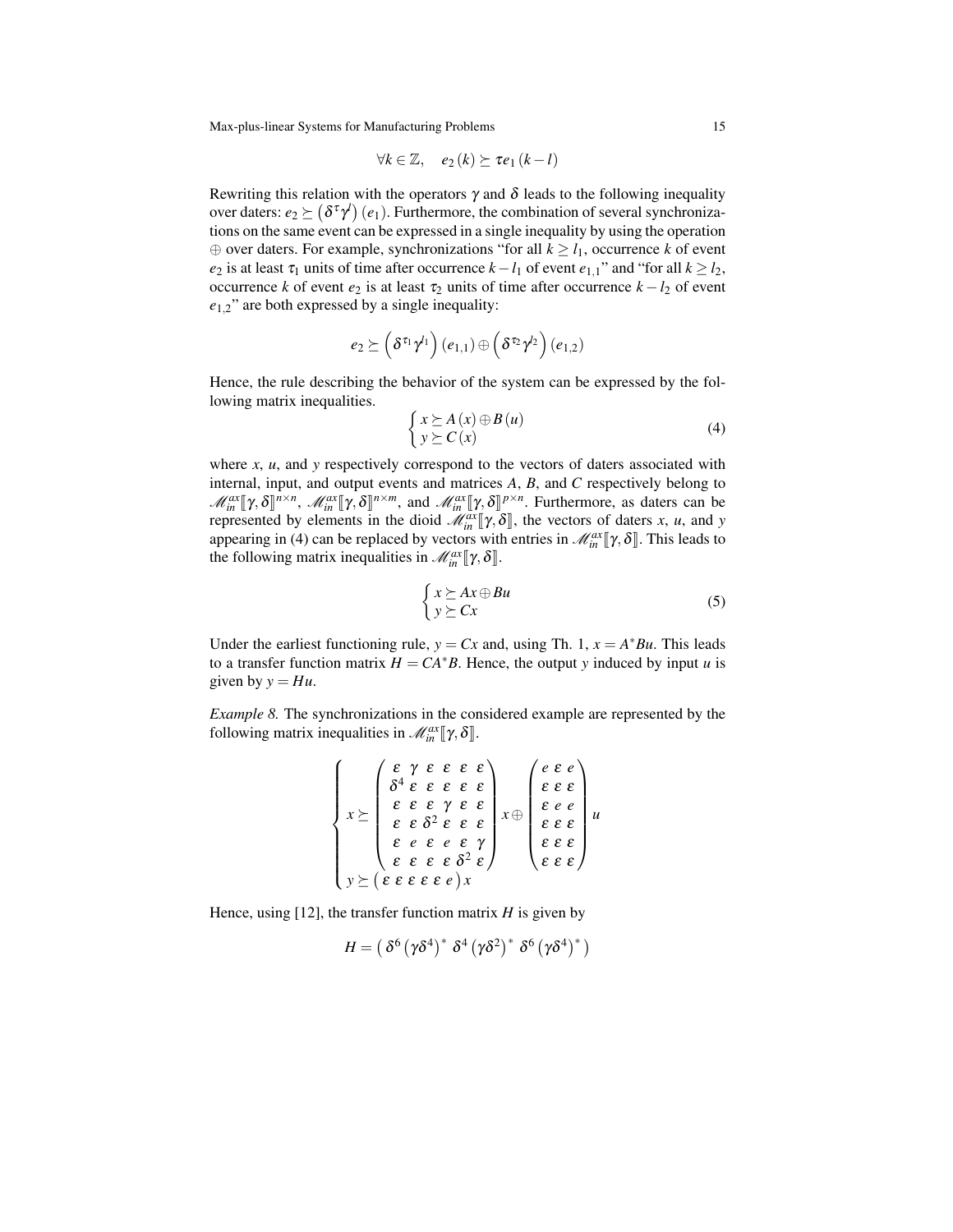$$\forall k \in \mathbb{Z}, \quad e_2(k) \succeq \tau e_1(k-l)$$

Rewriting this relation with the operators $\gamma$ and $\delta$ leads to the following inequality over daters: $e_2 \succeq \left(\delta^{\tau}\gamma^{l}\right)(e_1)$. Furthermore, the combination of several synchronizations on the same event can be expressed in a single inequality by using the operation $\oplus$ over daters. For example, synchronizations "for all $k \geq l_1$, occurrence $k$ of event $e_2$ is at least $\tau_1$ units of time after occurrence $k - l_1$ of event $e_{1,1}$" and "for all $k \geq l_2$, occurrence $k$ of event $e_2$ is at least $\tau_2$ units of time after occurrence $k - l_2$ of event $e_{1,2}$" are both expressed by a single inequality:

$$e_2 \succeq \left(\delta^{\tau_1}\gamma^{l_1}\right)(e_{1,1}) \oplus \left(\delta^{\tau_2}\gamma^{l_2}\right)(e_{1,2})$$

Hence, the rule describing the behavior of the system can be expressed by the following matrix inequalities.

$$\begin{cases} x \succeq A(x) \oplus B(u) \\ y \succeq C(x) \end{cases} \tag{4}$$

where $x$, $u$, and $y$ respectively correspond to the vectors of daters associated with internal, input, and output events and matrices $A$, $B$, and $C$ respectively belong to $\mathscr{M}_{in}^{ax}[\![\gamma,\delta]\!]^{n\times n}$, $\mathscr{M}_{in}^{ax}[\![\gamma,\delta]\!]^{n\times m}$, and $\mathscr{M}_{in}^{ax}[\![\gamma,\delta]\!]^{p\times n}$. Furthermore, as daters can be represented by elements in the dioid $\mathscr{M}_{in}^{ax}[\![\gamma,\delta]\!]$, the vectors of daters $x$, $u$, and $y$ appearing in (4) can be replaced by vectors with entries in $\mathscr{M}_{in}^{ax}[\![\gamma,\delta]\!]$. This leads to the following matrix inequalities in $\mathscr{M}_{in}^{ax}[\![\gamma,\delta]\!]$.

$$\begin{cases} x \succeq Ax \oplus Bu \\ y \succeq Cx \end{cases} \tag{5}$$

Under the earliest functioning rule, $y = Cx$ and, using Th. 1, $x = A^*Bu$. This leads to a transfer function matrix $H = CA^*B$. Hence, the output $y$ induced by input $u$ is given by $y = Hu$.

*Example 8.* The synchronizations in the considered example are represented by the following matrix inequalities in $\mathscr{M}_{in}^{ax}[\![\gamma,\delta]\!]$.

$$\begin{cases} x \succeq \begin{pmatrix} \varepsilon & \gamma & \varepsilon & \varepsilon & \varepsilon & \varepsilon \\ \delta^4 & \varepsilon & \varepsilon & \varepsilon & \varepsilon & \varepsilon \\ \varepsilon & \varepsilon & \varepsilon & \gamma & \varepsilon & \varepsilon \\ \varepsilon & \varepsilon & \delta^2 & \varepsilon & \varepsilon & \varepsilon \\ \varepsilon & e & \varepsilon & e & \varepsilon & \gamma \\ \varepsilon & \varepsilon & \varepsilon & \varepsilon & \delta^2 & \varepsilon \end{pmatrix} x \oplus \begin{pmatrix} e & \varepsilon & e \\ \varepsilon & \varepsilon & \varepsilon \\ \varepsilon & e & e \\ \varepsilon & \varepsilon & \varepsilon \\ \varepsilon & \varepsilon & \varepsilon \\ \varepsilon & \varepsilon & \varepsilon \end{pmatrix} u \\ y \succeq \begin{pmatrix} \varepsilon & \varepsilon & \varepsilon & \varepsilon & \varepsilon & e \end{pmatrix} x \end{cases}$$

Hence, using [12], the transfer function matrix $H$ is given by

$$H = \begin{pmatrix} \delta^6\left(\gamma\delta^4\right)^* & \delta^4\left(\gamma\delta^2\right)^* & \delta^6\left(\gamma\delta^4\right)^* \end{pmatrix}$$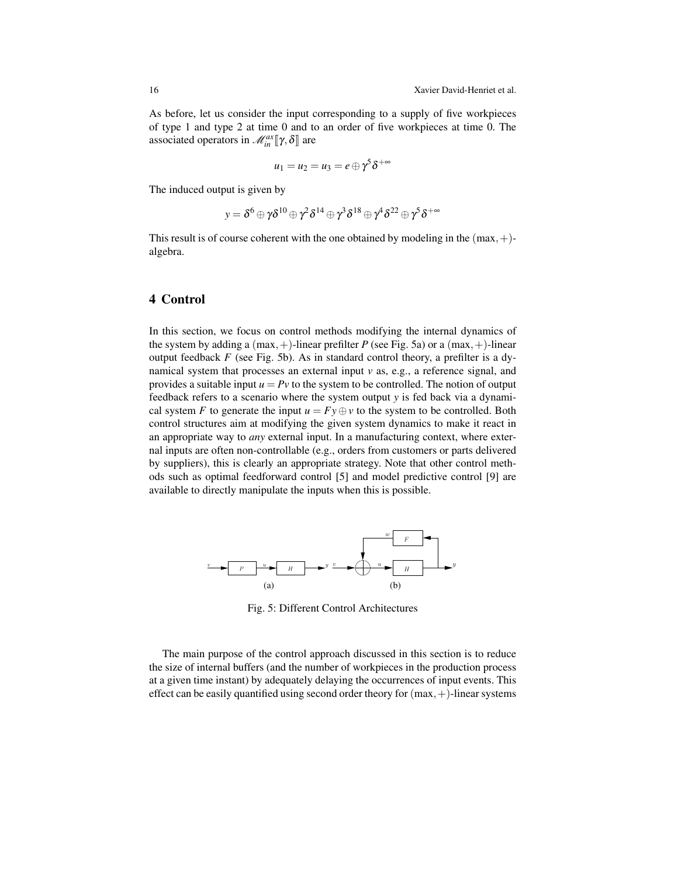As before, let us consider the input corresponding to a supply of five workpieces of type 1 and type 2 at time 0 and to an order of five workpieces at time 0. The associated operators in $\mathcal{M}_{in}^{ax}[\![\gamma,\delta]\!]$ are

$$u_1 = u_2 = u_3 = e \oplus \gamma^5 \delta^{+\infty}$$

The induced output is given by

$$y = \delta^6 \oplus \gamma\delta^{10} \oplus \gamma^2\delta^{14} \oplus \gamma^3\delta^{18} \oplus \gamma^4\delta^{22} \oplus \gamma^5\delta^{+\infty}$$

This result is of course coherent with the one obtained by modeling in the $(\max,+)$-algebra.

## 4 Control

In this section, we focus on control methods modifying the internal dynamics of the system by adding a $(\max,+)$-linear prefilter $P$ (see Fig. 5a) or a $(\max,+)$-linear output feedback $F$ (see Fig. 5b). As in standard control theory, a prefilter is a dynamical system that processes an external input $v$ as, e.g., a reference signal, and provides a suitable input $u = Pv$ to the system to be controlled. The notion of output feedback refers to a scenario where the system output $y$ is fed back via a dynamical system $F$ to generate the input $u = Fy \oplus v$ to the system to be controlled. Both control structures aim at modifying the given system dynamics to make it react in an appropriate way to *any* external input. In a manufacturing context, where external inputs are often non-controllable (e.g., orders from customers or parts delivered by suppliers), this is clearly an appropriate strategy. Note that other control methods such as optimal feedforward control [5] and model predictive control [9] are available to directly manipulate the inputs when this is possible.

Fig. 5: Different Control Architectures

The main purpose of the control approach discussed in this section is to reduce the size of internal buffers (and the number of workpieces in the production process at a given time instant) by adequately delaying the occurrences of input events. This effect can be easily quantified using second order theory for $(\max,+)$-linear systems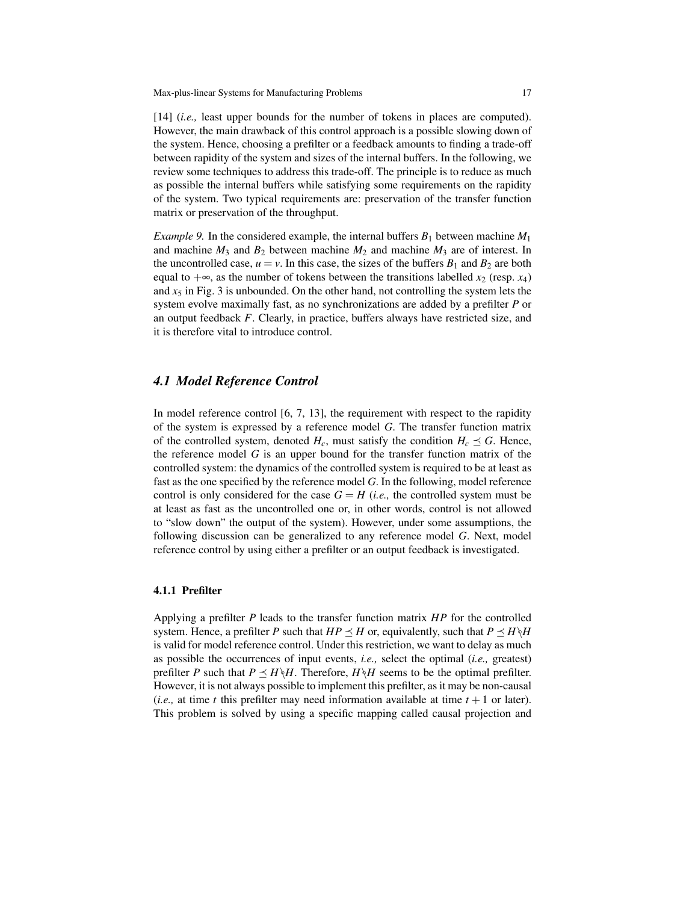[14] (*i.e.,* least upper bounds for the number of tokens in places are computed). However, the main drawback of this control approach is a possible slowing down of the system. Hence, choosing a prefilter or a feedback amounts to finding a trade-off between rapidity of the system and sizes of the internal buffers. In the following, we review some techniques to address this trade-off. The principle is to reduce as much as possible the internal buffers while satisfying some requirements on the rapidity of the system. Two typical requirements are: preservation of the transfer function matrix or preservation of the throughput.

*Example 9.* In the considered example, the internal buffers $B_1$ between machine $M_1$ and machine $M_3$ and $B_2$ between machine $M_2$ and machine $M_3$ are of interest. In the uncontrolled case, $u = v$. In this case, the sizes of the buffers $B_1$ and $B_2$ are both equal to $+\infty$, as the number of tokens between the transitions labelled $x_2$ (resp. $x_4$) and $x_5$ in Fig. 3 is unbounded. On the other hand, not controlling the system lets the system evolve maximally fast, as no synchronizations are added by a prefilter $P$ or an output feedback $F$. Clearly, in practice, buffers always have restricted size, and it is therefore vital to introduce control.

## *4.1 Model Reference Control*

In model reference control [6, 7, 13], the requirement with respect to the rapidity of the system is expressed by a reference model $G$. The transfer function matrix of the controlled system, denoted $H_c$, must satisfy the condition $H_c \preceq G$. Hence, the reference model $G$ is an upper bound for the transfer function matrix of the controlled system: the dynamics of the controlled system is required to be at least as fast as the one specified by the reference model $G$. In the following, model reference control is only considered for the case $G = H$ (*i.e.,* the controlled system must be at least as fast as the uncontrolled one or, in other words, control is not allowed to "slow down" the output of the system). However, under some assumptions, the following discussion can be generalized to any reference model $G$. Next, model reference control by using either a prefilter or an output feedback is investigated.

### 4.1.1 Prefilter

Applying a prefilter $P$ leads to the transfer function matrix $HP$ for the controlled system. Hence, a prefilter $P$ such that $HP \preceq H$ or, equivalently, such that $P \preceq H \backslash H$ is valid for model reference control. Under this restriction, we want to delay as much as possible the occurrences of input events, *i.e.,* select the optimal (*i.e.,* greatest) prefilter $P$ such that $P \preceq H \backslash H$. Therefore, $H \backslash H$ seems to be the optimal prefilter. However, it is not always possible to implement this prefilter, as it may be non-causal (*i.e.,* at time $t$ this prefilter may need information available at time $t+1$ or later). This problem is solved by using a specific mapping called causal projection and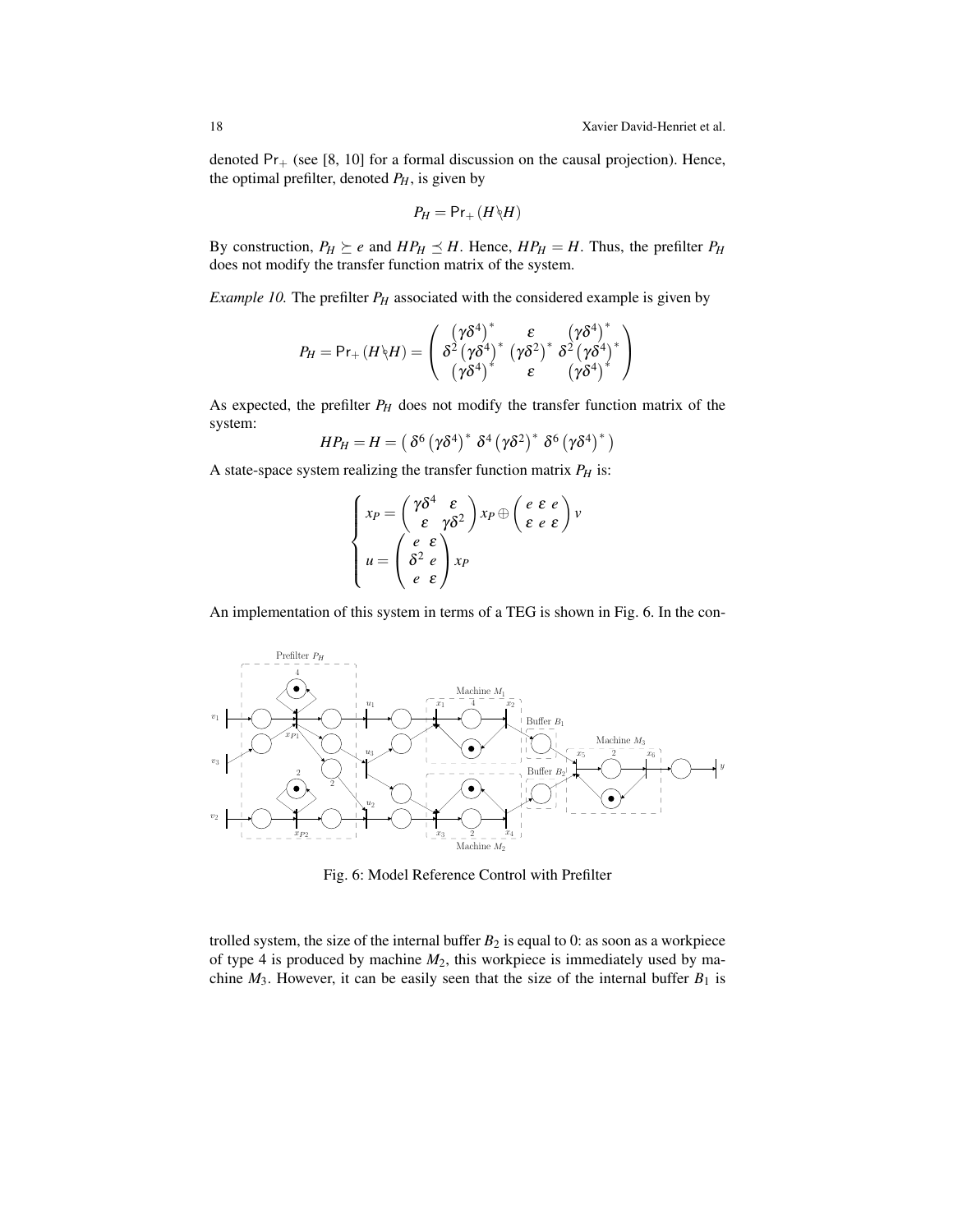denoted $\mathsf{Pr}_+$ (see [8, 10] for a formal discussion on the causal projection). Hence, the optimal prefilter, denoted $P_H$, is given by

$$P_H = \mathsf{Pr}_+ (H \diagdown\!\!\diagdown H)$$

By construction, $P_H \succeq e$ and $HP_H \preceq H$. Hence, $HP_H = H$. Thus, the prefilter $P_H$ does not modify the transfer function matrix of the system.

*Example 10.* The prefilter $P_H$ associated with the considered example is given by

$$P_H = \mathsf{Pr}_+ (H \diagdown\!\!\diagdown H) = \begin{pmatrix} (\gamma\delta^4)^* & \varepsilon & (\gamma\delta^4)^* \\ \delta^2 (\gamma\delta^4)^* & (\gamma\delta^2)^* & \delta^2 (\gamma\delta^4)^* \\ (\gamma\delta^4)^* & \varepsilon & (\gamma\delta^4)^* \end{pmatrix}$$

As expected, the prefilter $P_H$ does not modify the transfer function matrix of the system:

$$HP_H = H = \begin{pmatrix} \delta^6 (\gamma\delta^4)^* & \delta^4 (\gamma\delta^2)^* & \delta^6 (\gamma\delta^4)^* \end{pmatrix}$$

A state-space system realizing the transfer function matrix $P_H$ is:

$$\begin{cases} x_P = \begin{pmatrix} \gamma\delta^4 & \varepsilon \\ \varepsilon & \gamma\delta^2 \end{pmatrix} x_P \oplus \begin{pmatrix} e & \varepsilon & e \\ \varepsilon & e & \varepsilon \end{pmatrix} v \\ u = \begin{pmatrix} e & \varepsilon \\ \delta^2 & e \\ e & \varepsilon \end{pmatrix} x_P \end{cases}$$

An implementation of this system in terms of a TEG is shown in Fig. 6. In the controlled system, the size of the internal buffer $B_2$ is equal to 0: as soon as a workpiece of type 4 is produced by machine $M_2$, this workpiece is immediately used by machine $M_3$. However, it can be easily seen that the size of the internal buffer $B_1$ is

Fig. 6: Model Reference Control with Prefilter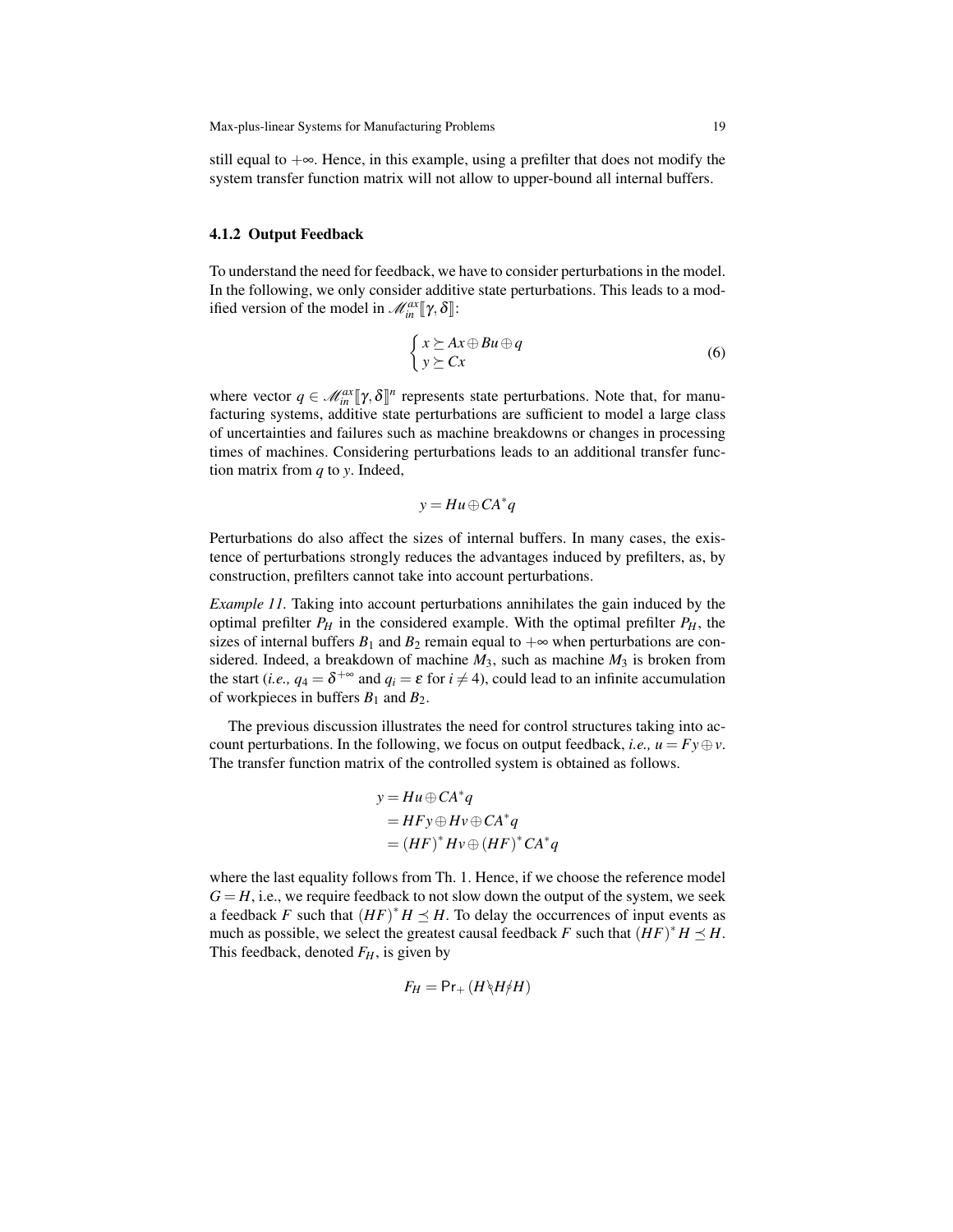still equal to $+\infty$. Hence, in this example, using a prefilter that does not modify the system transfer function matrix will not allow to upper-bound all internal buffers.

### 4.1.2 Output Feedback

To understand the need for feedback, we have to consider perturbations in the model. In the following, we only consider additive state perturbations. This leads to a modified version of the model in $\mathcal{M}_{in}^{ax}[\![\gamma,\delta]\!]$:

$$\begin{cases} x \succeq Ax \oplus Bu \oplus q \\ y \succeq Cx \end{cases} \tag{6}$$

where vector $q \in \mathcal{M}_{in}^{ax}[\![\gamma,\delta]\!]^n$ represents state perturbations. Note that, for manufacturing systems, additive state perturbations are sufficient to model a large class of uncertainties and failures such as machine breakdowns or changes in processing times of machines. Considering perturbations leads to an additional transfer function matrix from $q$ to $y$. Indeed,

$$y = Hu \oplus CA^*q$$

Perturbations do also affect the sizes of internal buffers. In many cases, the existence of perturbations strongly reduces the advantages induced by prefilters, as, by construction, prefilters cannot take into account perturbations.

*Example 11.* Taking into account perturbations annihilates the gain induced by the optimal prefilter $P_H$ in the considered example. With the optimal prefilter $P_H$, the sizes of internal buffers $B_1$ and $B_2$ remain equal to $+\infty$ when perturbations are considered. Indeed, a breakdown of machine $M_3$, such as machine $M_3$ is broken from the start (*i.e.,* $q_4 = \delta^{+\infty}$ and $q_i = \varepsilon$ for $i \neq 4$), could lead to an infinite accumulation of workpieces in buffers $B_1$ and $B_2$.

The previous discussion illustrates the need for control structures taking into account perturbations. In the following, we focus on output feedback, *i.e.,* $u = Fy \oplus v$. The transfer function matrix of the controlled system is obtained as follows.

$$\begin{aligned} y &= Hu \oplus CA^*q \\ &= HFy \oplus Hv \oplus CA^*q \\ &= (HF)^* Hv \oplus (HF)^* CA^*q \end{aligned}$$

where the last equality follows from Th. 1. Hence, if we choose the reference model $G = H$, i.e., we require feedback to not slow down the output of the system, we seek a feedback $F$ such that $(HF)^* H \preceq H$. To delay the occurrences of input events as much as possible, we select the greatest causal feedback $F$ such that $(HF)^* H \preceq H$. This feedback, denoted $F_H$, is given by

$$F_H = \mathsf{Pr}_+ (H \diagdown H \diagup H)$$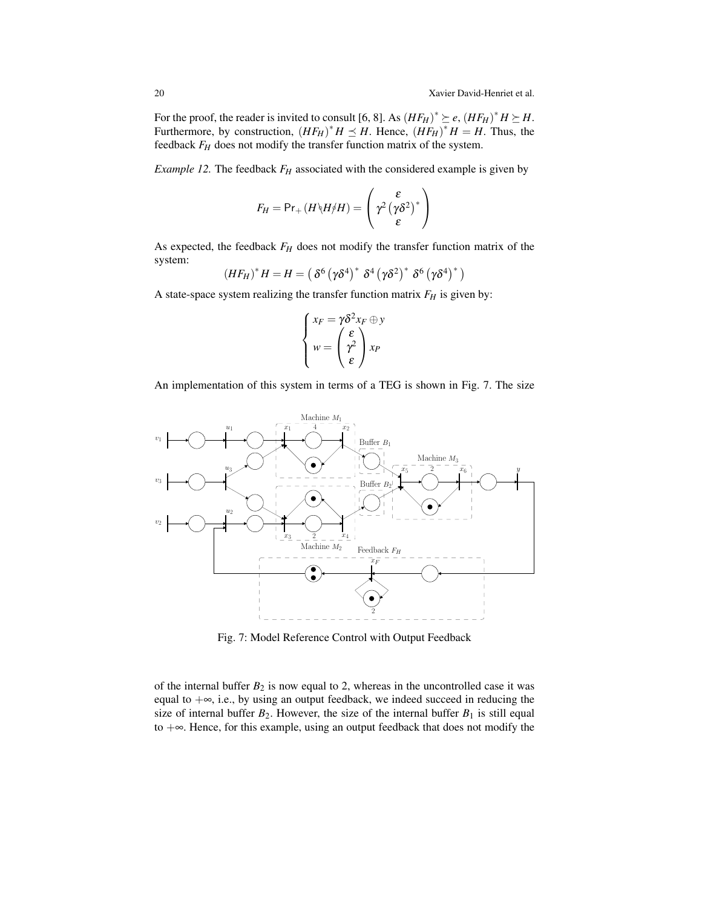For the proof, the reader is invited to consult [6, 8]. As $(HF_H)^* \succeq e$, $(HF_H)^* H \succeq H$. Furthermore, by construction, $(HF_H)^* H \preceq H$. Hence, $(HF_H)^* H = H$. Thus, the feedback $F_H$ does not modify the transfer function matrix of the system.

*Example 12.* The feedback $F_H$ associated with the considered example is given by

$$F_H = \mathsf{Pr}_+ (H \diagdown H \diagup H) = \begin{pmatrix} \varepsilon \\ \gamma^2 \left(\gamma\delta^2\right)^* \\ \varepsilon \end{pmatrix}$$

As expected, the feedback $F_H$ does not modify the transfer function matrix of the system:

$$(HF_H)^* H = H = \begin{pmatrix} \delta^6 \left(\gamma\delta^4\right)^* & \delta^4 \left(\gamma\delta^2\right)^* & \delta^6 \left(\gamma\delta^4\right)^* \end{pmatrix}$$

A state-space system realizing the transfer function matrix $F_H$ is given by:

$$\begin{cases} x_F = \gamma\delta^2 x_F \oplus y \\ w = \begin{pmatrix} \varepsilon \\ \gamma^2 \\ \varepsilon \end{pmatrix} x_P \end{cases}$$

An implementation of this system in terms of a TEG is shown in Fig. 7. The size

Fig. 7: Model Reference Control with Output Feedback

of the internal buffer $B_2$ is now equal to 2, whereas in the uncontrolled case it was equal to $+\infty$, i.e., by using an output feedback, we indeed succeed in reducing the size of internal buffer $B_2$. However, the size of the internal buffer $B_1$ is still equal to $+\infty$. Hence, for this example, using an output feedback that does not modify the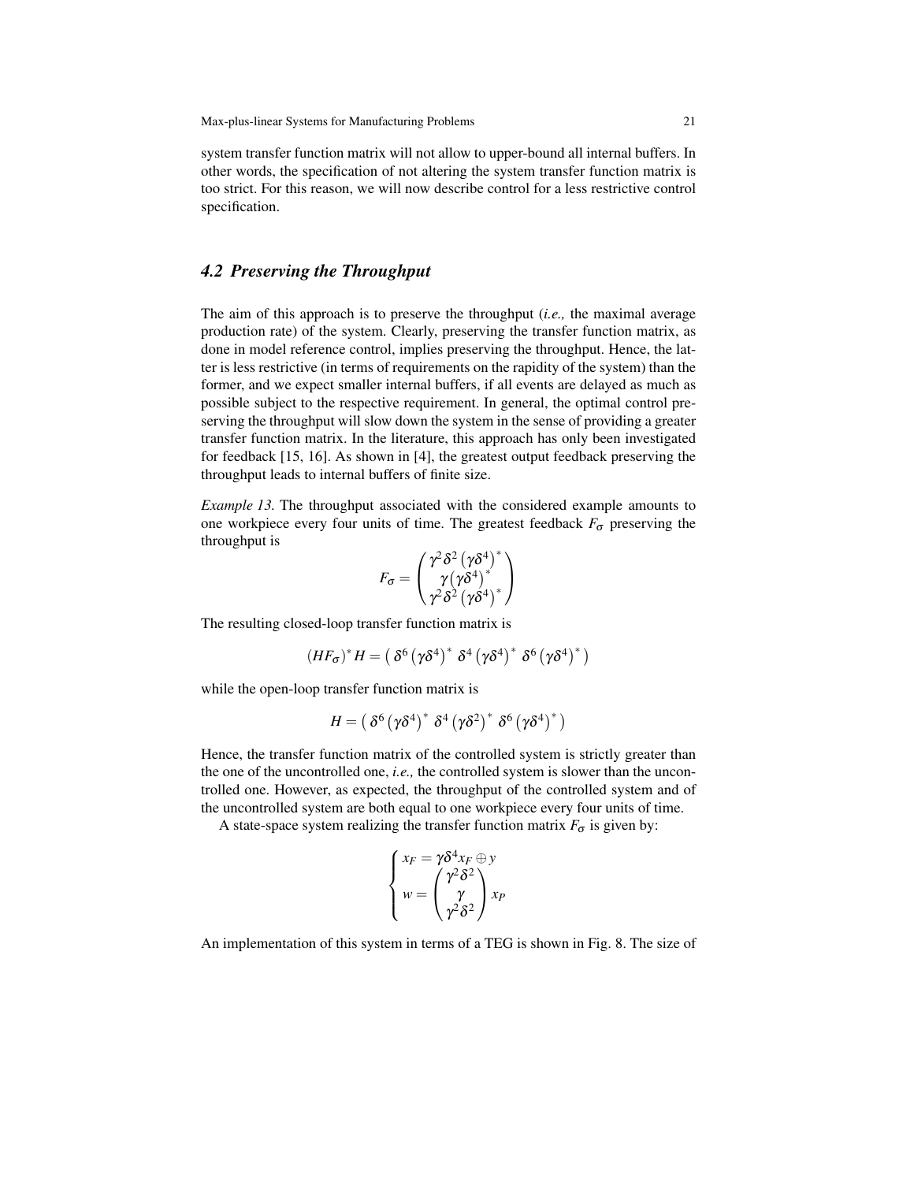system transfer function matrix will not allow to upper-bound all internal buffers. In other words, the specification of not altering the system transfer function matrix is too strict. For this reason, we will now describe control for a less restrictive control specification.

## 4.2 Preserving the Throughput

The aim of this approach is to preserve the throughput (*i.e.,* the maximal average production rate) of the system. Clearly, preserving the transfer function matrix, as done in model reference control, implies preserving the throughput. Hence, the latter is less restrictive (in terms of requirements on the rapidity of the system) than the former, and we expect smaller internal buffers, if all events are delayed as much as possible subject to the respective requirement. In general, the optimal control preserving the throughput will slow down the system in the sense of providing a greater transfer function matrix. In the literature, this approach has only been investigated for feedback [15, 16]. As shown in [4], the greatest output feedback preserving the throughput leads to internal buffers of finite size.

*Example 13.* The throughput associated with the considered example amounts to one workpiece every four units of time. The greatest feedback $F_\sigma$ preserving the throughput is

$$F_\sigma = \begin{pmatrix} \gamma^2\delta^2\left(\gamma\delta^4\right)^* \\ \gamma\left(\gamma\delta^4\right)^* \\ \gamma^2\delta^2\left(\gamma\delta^4\right)^* \end{pmatrix}$$

The resulting closed-loop transfer function matrix is

$$(HF_\sigma)^* H = \left(\, \delta^6\left(\gamma\delta^4\right)^* \;\; \delta^4\left(\gamma\delta^4\right)^* \;\; \delta^6\left(\gamma\delta^4\right)^* \,\right)$$

while the open-loop transfer function matrix is

$$H = \left(\, \delta^6\left(\gamma\delta^4\right)^* \;\; \delta^4\left(\gamma\delta^2\right)^* \;\; \delta^6\left(\gamma\delta^4\right)^* \,\right)$$

Hence, the transfer function matrix of the controlled system is strictly greater than the one of the uncontrolled one, *i.e.,* the controlled system is slower than the uncontrolled one. However, as expected, the throughput of the controlled system and of the uncontrolled system are both equal to one workpiece every four units of time.

A state-space system realizing the transfer function matrix $F_\sigma$ is given by:

$$\begin{cases} x_F = \gamma\delta^4 x_F \oplus y \\ w = \begin{pmatrix} \gamma^2\delta^2 \\ \gamma \\ \gamma^2\delta^2 \end{pmatrix} x_P \end{cases}$$

An implementation of this system in terms of a TEG is shown in Fig. 8. The size of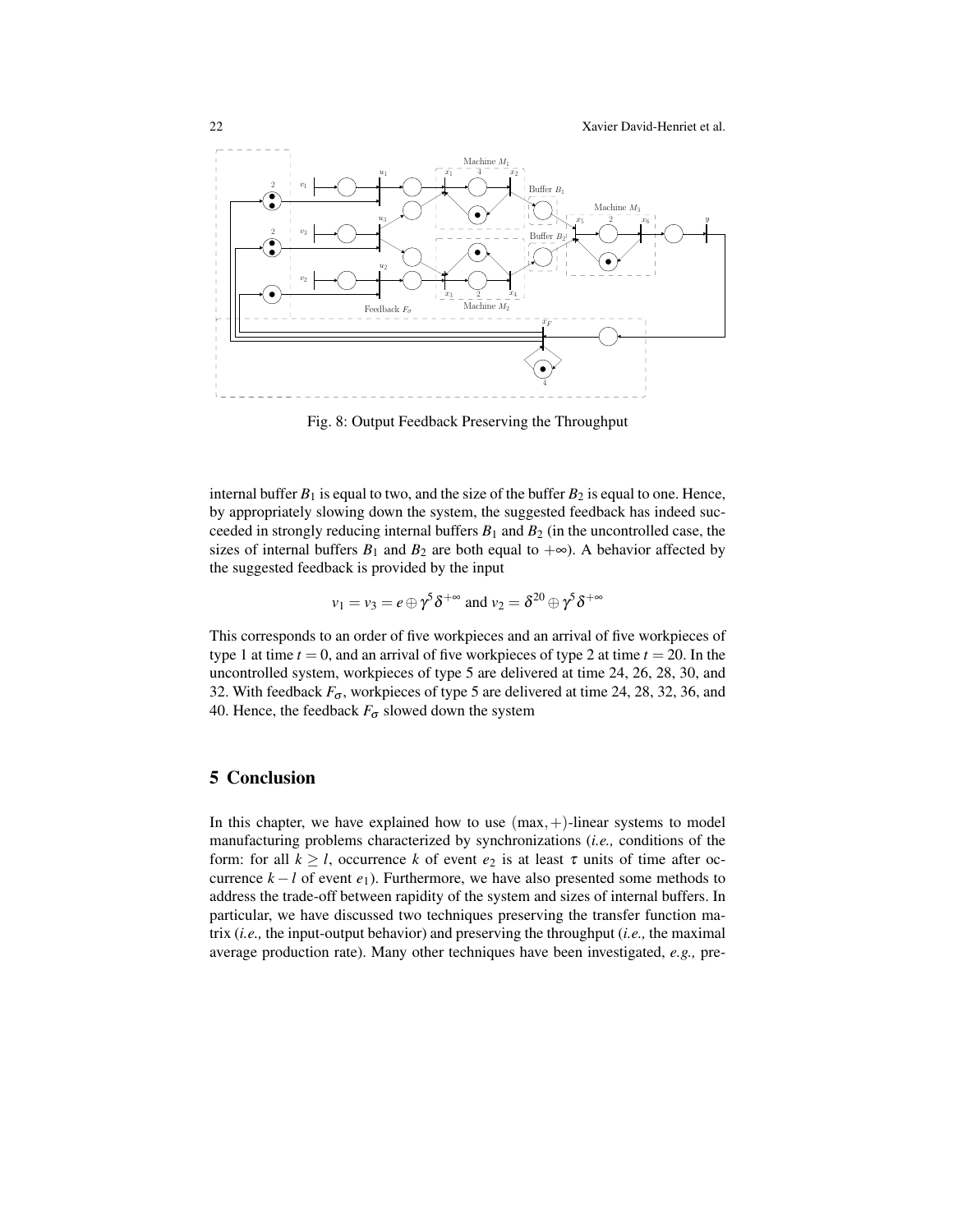Fig. 8: Output Feedback Preserving the Throughput

internal buffer $B_1$ is equal to two, and the size of the buffer $B_2$ is equal to one. Hence, by appropriately slowing down the system, the suggested feedback has indeed succeeded in strongly reducing internal buffers $B_1$ and $B_2$ (in the uncontrolled case, the sizes of internal buffers $B_1$ and $B_2$ are both equal to $+\infty$). A behavior affected by the suggested feedback is provided by the input

$$v_1 = v_3 = e \oplus \gamma^5 \delta^{+\infty} \text{ and } v_2 = \delta^{20} \oplus \gamma^5 \delta^{+\infty}$$

This corresponds to an order of five workpieces and an arrival of five workpieces of type 1 at time $t = 0$, and an arrival of five workpieces of type 2 at time $t = 20$. In the uncontrolled system, workpieces of type 5 are delivered at time 24, 26, 28, 30, and 32. With feedback $F_\sigma$, workpieces of type 5 are delivered at time 24, 28, 32, 36, and 40. Hence, the feedback $F_\sigma$ slowed down the system

## 5 Conclusion

In this chapter, we have explained how to use $(\max,+)$-linear systems to model manufacturing problems characterized by synchronizations (*i.e.,* conditions of the form: for all $k \geq l$, occurrence $k$ of event $e_2$ is at least $\tau$ units of time after occurrence $k-l$ of event $e_1$). Furthermore, we have also presented some methods to address the trade-off between rapidity of the system and sizes of internal buffers. In particular, we have discussed two techniques preserving the transfer function matrix (*i.e.,* the input-output behavior) and preserving the throughput (*i.e.,* the maximal average production rate). Many other techniques have been investigated, *e.g.,* pre-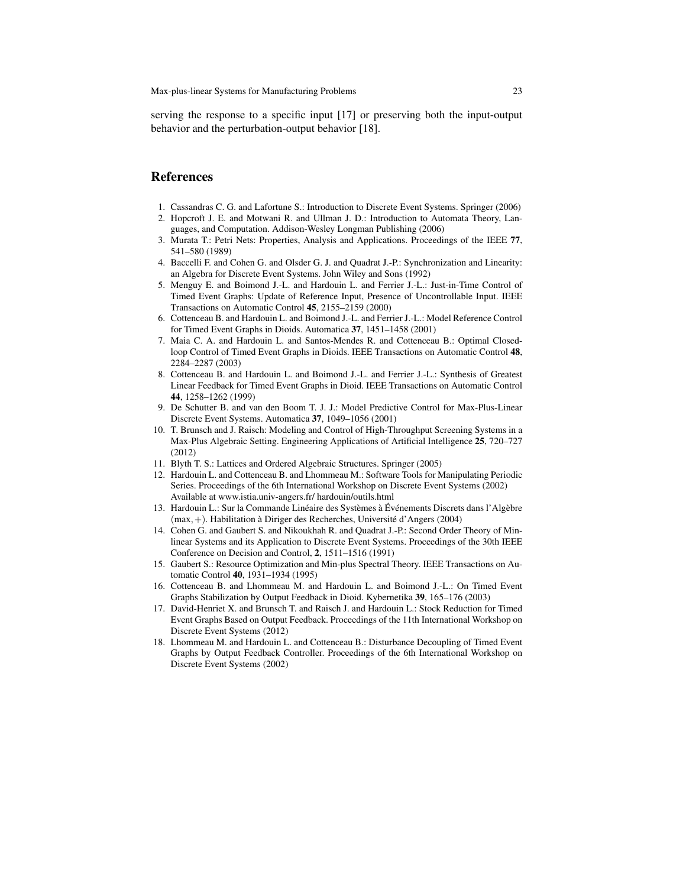serving the response to a specific input [17] or preserving both the input-output behavior and the perturbation-output behavior [18].

## References

1. Cassandras C. G. and Lafortune S.: Introduction to Discrete Event Systems. Springer (2006)
2. Hopcroft J. E. and Motwani R. and Ullman J. D.: Introduction to Automata Theory, Languages, and Computation. Addison-Wesley Longman Publishing (2006)
3. Murata T.: Petri Nets: Properties, Analysis and Applications. Proceedings of the IEEE **77**, 541–580 (1989)
4. Baccelli F. and Cohen G. and Olsder G. J. and Quadrat J.-P.: Synchronization and Linearity: an Algebra for Discrete Event Systems. John Wiley and Sons (1992)
5. Menguy E. and Boimond J.-L. and Hardouin L. and Ferrier J.-L.: Just-in-Time Control of Timed Event Graphs: Update of Reference Input, Presence of Uncontrollable Input. IEEE Transactions on Automatic Control **45**, 2155–2159 (2000)
6. Cottenceau B. and Hardouin L. and Boimond J.-L. and Ferrier J.-L.: Model Reference Control for Timed Event Graphs in Dioids. Automatica **37**, 1451–1458 (2001)
7. Maia C. A. and Hardouin L. and Santos-Mendes R. and Cottenceau B.: Optimal Closed-loop Control of Timed Event Graphs in Dioids. IEEE Transactions on Automatic Control **48**, 2284–2287 (2003)
8. Cottenceau B. and Hardouin L. and Boimond J.-L. and Ferrier J.-L.: Synthesis of Greatest Linear Feedback for Timed Event Graphs in Dioid. IEEE Transactions on Automatic Control **44**, 1258–1262 (1999)
9. De Schutter B. and van den Boom T. J. J.: Model Predictive Control for Max-Plus-Linear Discrete Event Systems. Automatica **37**, 1049–1056 (2001)
10. T. Brunsch and J. Raisch: Modeling and Control of High-Throughput Screening Systems in a Max-Plus Algebraic Setting. Engineering Applications of Artificial Intelligence **25**, 720–727 (2012)
11. Blyth T. S.: Lattices and Ordered Algebraic Structures. Springer (2005)
12. Hardouin L. and Cottenceau B. and Lhommeau M.: Software Tools for Manipulating Periodic Series. Proceedings of the 6th International Workshop on Discrete Event Systems (2002) Available at www.istia.univ-angers.fr/ hardouin/outils.html
13. Hardouin L.: Sur la Commande Linéaire des Systèmes à Événements Discrets dans l'Algèbre $(\max, +)$. Habilitation à Diriger des Recherches, Université d'Angers (2004)
14. Cohen G. and Gaubert S. and Nikoukhah R. and Quadrat J.-P.: Second Order Theory of Min-linear Systems and its Application to Discrete Event Systems. Proceedings of the 30th IEEE Conference on Decision and Control, **2**, 1511–1516 (1991)
15. Gaubert S.: Resource Optimization and Min-plus Spectral Theory. IEEE Transactions on Automatic Control **40**, 1931–1934 (1995)
16. Cottenceau B. and Lhommeau M. and Hardouin L. and Boimond J.-L.: On Timed Event Graphs Stabilization by Output Feedback in Dioid. Kybernetika **39**, 165–176 (2003)
17. David-Henriet X. and Brunsch T. and Raisch J. and Hardouin L.: Stock Reduction for Timed Event Graphs Based on Output Feedback. Proceedings of the 11th International Workshop on Discrete Event Systems (2012)
18. Lhommeau M. and Hardouin L. and Cottenceau B.: Disturbance Decoupling of Timed Event Graphs by Output Feedback Controller. Proceedings of the 6th International Workshop on Discrete Event Systems (2002)